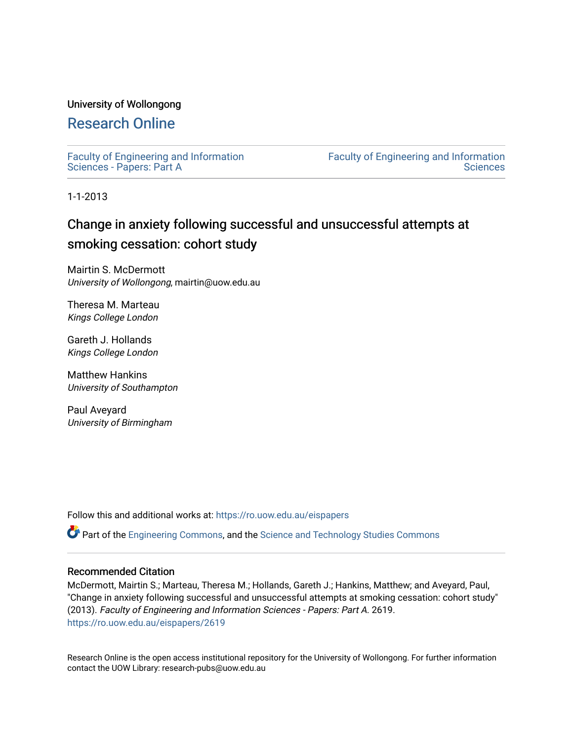University of Wollongong

# Research Online

Faculty of Engineering and Information Sciences - Papers: Part A

Faculty of Engineering and Information Sciences

1-1-2013

## Change in anxiety following successful and unsuccessful attempts at smoking cessation: cohort study

Mairtin S. McDermott
*University of Wollongong*, mairtin@uow.edu.au

Theresa M. Marteau
*Kings College London*

Gareth J. Hollands
*Kings College London*

Matthew Hankins
*University of Southampton*

Paul Aveyard
*University of Birmingham*

Follow this and additional works at: https://ro.uow.edu.au/eispapers

Part of the Engineering Commons, and the Science and Technology Studies Commons

### Recommended Citation

McDermott, Mairtin S.; Marteau, Theresa M.; Hollands, Gareth J.; Hankins, Matthew; and Aveyard, Paul, "Change in anxiety following successful and unsuccessful attempts at smoking cessation: cohort study" (2013). *Faculty of Engineering and Information Sciences - Papers: Part A*. 2619.
https://ro.uow.edu.au/eispapers/2619

Research Online is the open access institutional repository for the University of Wollongong. For further information contact the UOW Library: research-pubs@uow.edu.au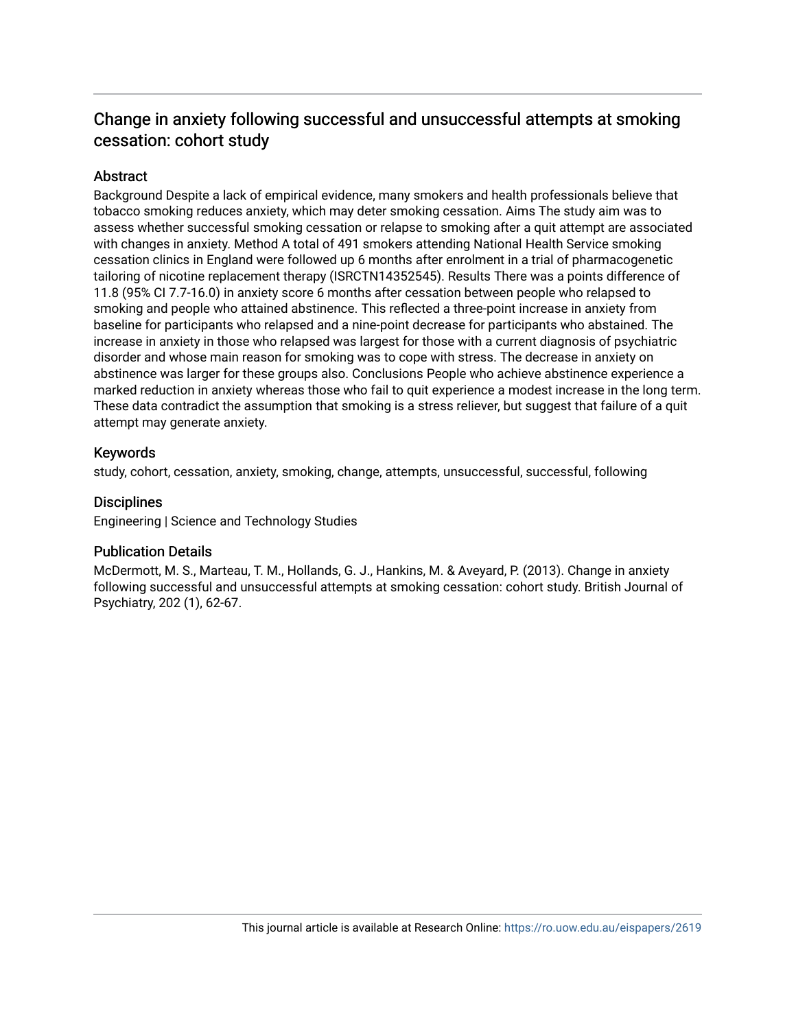# Change in anxiety following successful and unsuccessful attempts at smoking cessation: cohort study

## Abstract

Background Despite a lack of empirical evidence, many smokers and health professionals believe that tobacco smoking reduces anxiety, which may deter smoking cessation. Aims The study aim was to assess whether successful smoking cessation or relapse to smoking after a quit attempt are associated with changes in anxiety. Method A total of 491 smokers attending National Health Service smoking cessation clinics in England were followed up 6 months after enrolment in a trial of pharmacogenetic tailoring of nicotine replacement therapy (ISRCTN14352545). Results There was a points difference of 11.8 (95% CI 7.7-16.0) in anxiety score 6 months after cessation between people who relapsed to smoking and people who attained abstinence. This reflected a three-point increase in anxiety from baseline for participants who relapsed and a nine-point decrease for participants who abstained. The increase in anxiety in those who relapsed was largest for those with a current diagnosis of psychiatric disorder and whose main reason for smoking was to cope with stress. The decrease in anxiety on abstinence was larger for these groups also. Conclusions People who achieve abstinence experience a marked reduction in anxiety whereas those who fail to quit experience a modest increase in the long term. These data contradict the assumption that smoking is a stress reliever, but suggest that failure of a quit attempt may generate anxiety.

## Keywords

study, cohort, cessation, anxiety, smoking, change, attempts, unsuccessful, successful, following

## Disciplines

Engineering | Science and Technology Studies

## Publication Details

McDermott, M. S., Marteau, T. M., Hollands, G. J., Hankins, M. & Aveyard, P. (2013). Change in anxiety following successful and unsuccessful attempts at smoking cessation: cohort study. British Journal of Psychiatry, 202 (1), 62-67.

This journal article is available at Research Online: https://ro.uow.edu.au/eispapers/2619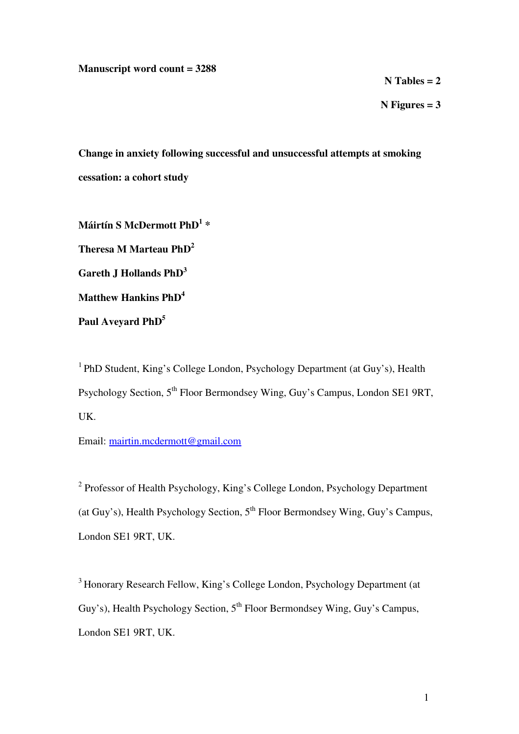**Manuscript word count = 3288**

**N Tables = 2**

**N Figures = 3**

**Change in anxiety following successful and unsuccessful attempts at smoking cessation: a cohort study**

**Máirtín S McDermott PhD[1] ***

**Theresa M Marteau PhD[2]**

**Gareth J Hollands PhD[3]**

**Matthew Hankins PhD[4]**

**Paul Aveyard PhD[5]**

[1] PhD Student, King's College London, Psychology Department (at Guy's), Health Psychology Section, 5th Floor Bermondsey Wing, Guy's Campus, London SE1 9RT, UK.

Email: mairtin.mcdermott@gmail.com

[2] Professor of Health Psychology, King's College London, Psychology Department (at Guy's), Health Psychology Section, 5th Floor Bermondsey Wing, Guy's Campus, London SE1 9RT, UK.

[3] Honorary Research Fellow, King's College London, Psychology Department (at Guy's), Health Psychology Section, 5th Floor Bermondsey Wing, Guy's Campus, London SE1 9RT, UK.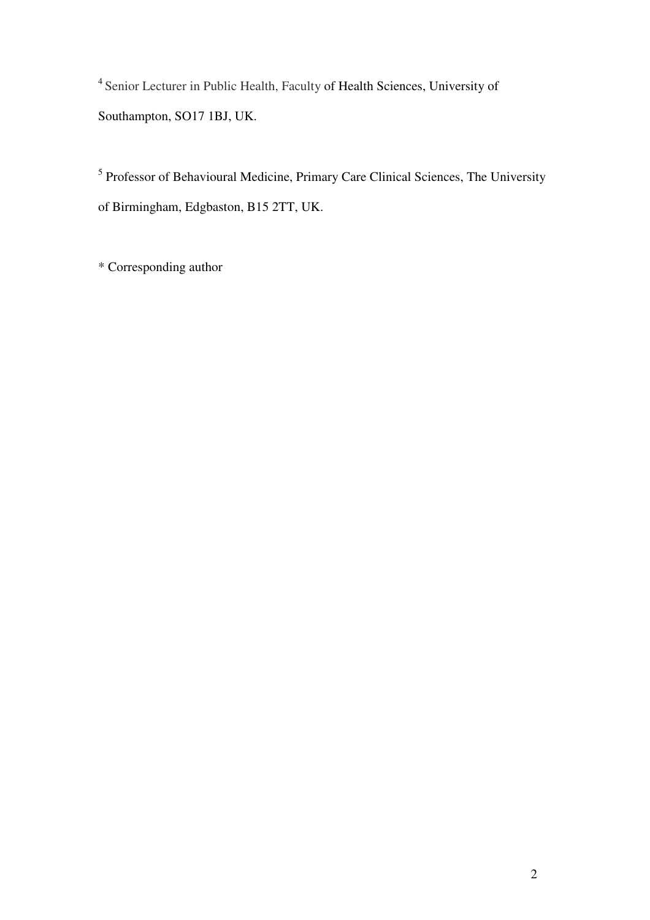[4] Senior Lecturer in Public Health, Faculty of Health Sciences, University of Southampton, SO17 1BJ, UK.

[5] Professor of Behavioural Medicine, Primary Care Clinical Sciences, The University of Birmingham, Edgbaston, B15 2TT, UK.

* Corresponding author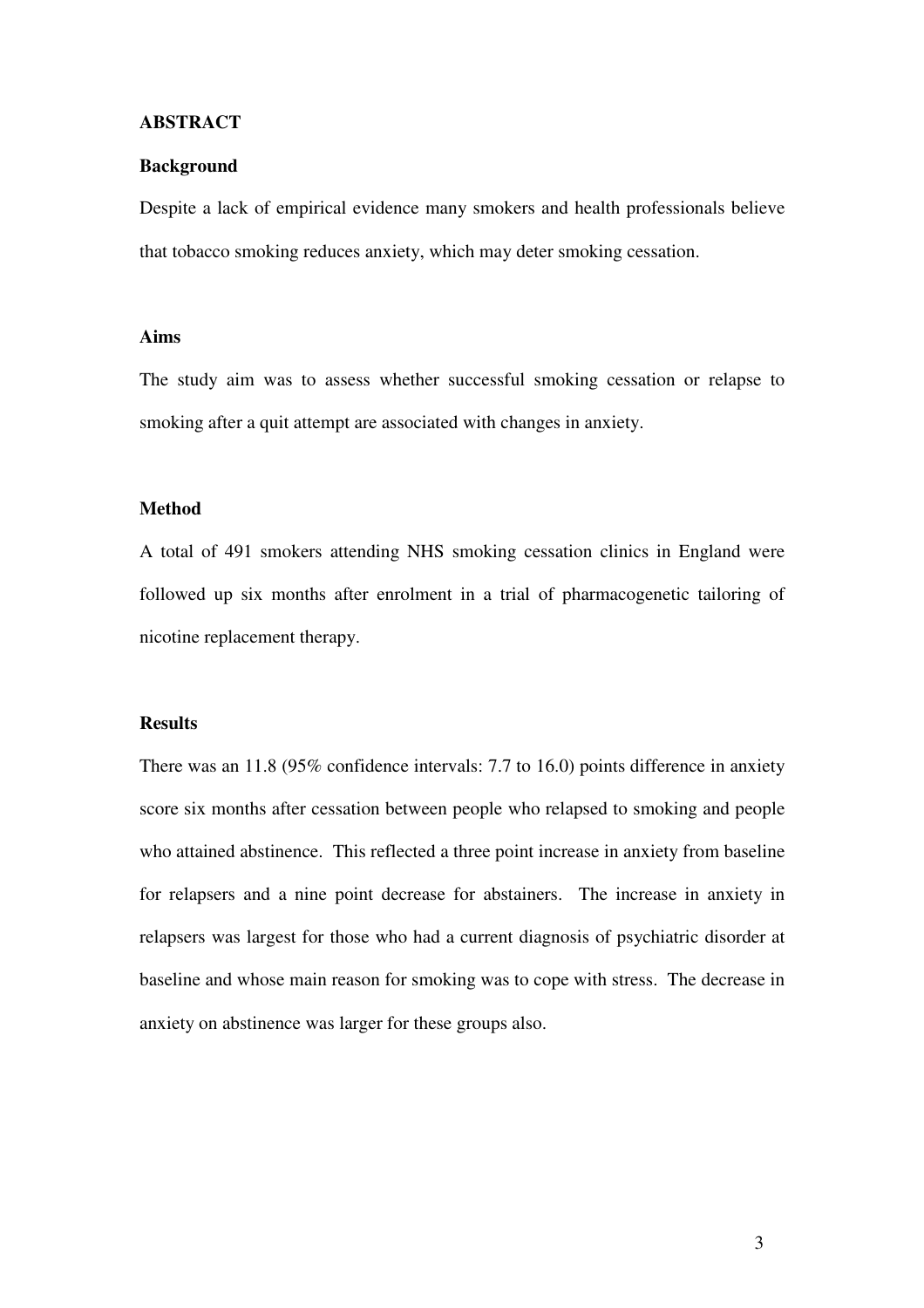## ABSTRACT

### Background

Despite a lack of empirical evidence many smokers and health professionals believe that tobacco smoking reduces anxiety, which may deter smoking cessation.

### Aims

The study aim was to assess whether successful smoking cessation or relapse to smoking after a quit attempt are associated with changes in anxiety.

### Method

A total of 491 smokers attending NHS smoking cessation clinics in England were followed up six months after enrolment in a trial of pharmacogenetic tailoring of nicotine replacement therapy.

### Results

There was an 11.8 (95% confidence intervals: 7.7 to 16.0) points difference in anxiety score six months after cessation between people who relapsed to smoking and people who attained abstinence. This reflected a three point increase in anxiety from baseline for relapsers and a nine point decrease for abstainers. The increase in anxiety in relapsers was largest for those who had a current diagnosis of psychiatric disorder at baseline and whose main reason for smoking was to cope with stress. The decrease in anxiety on abstinence was larger for these groups also.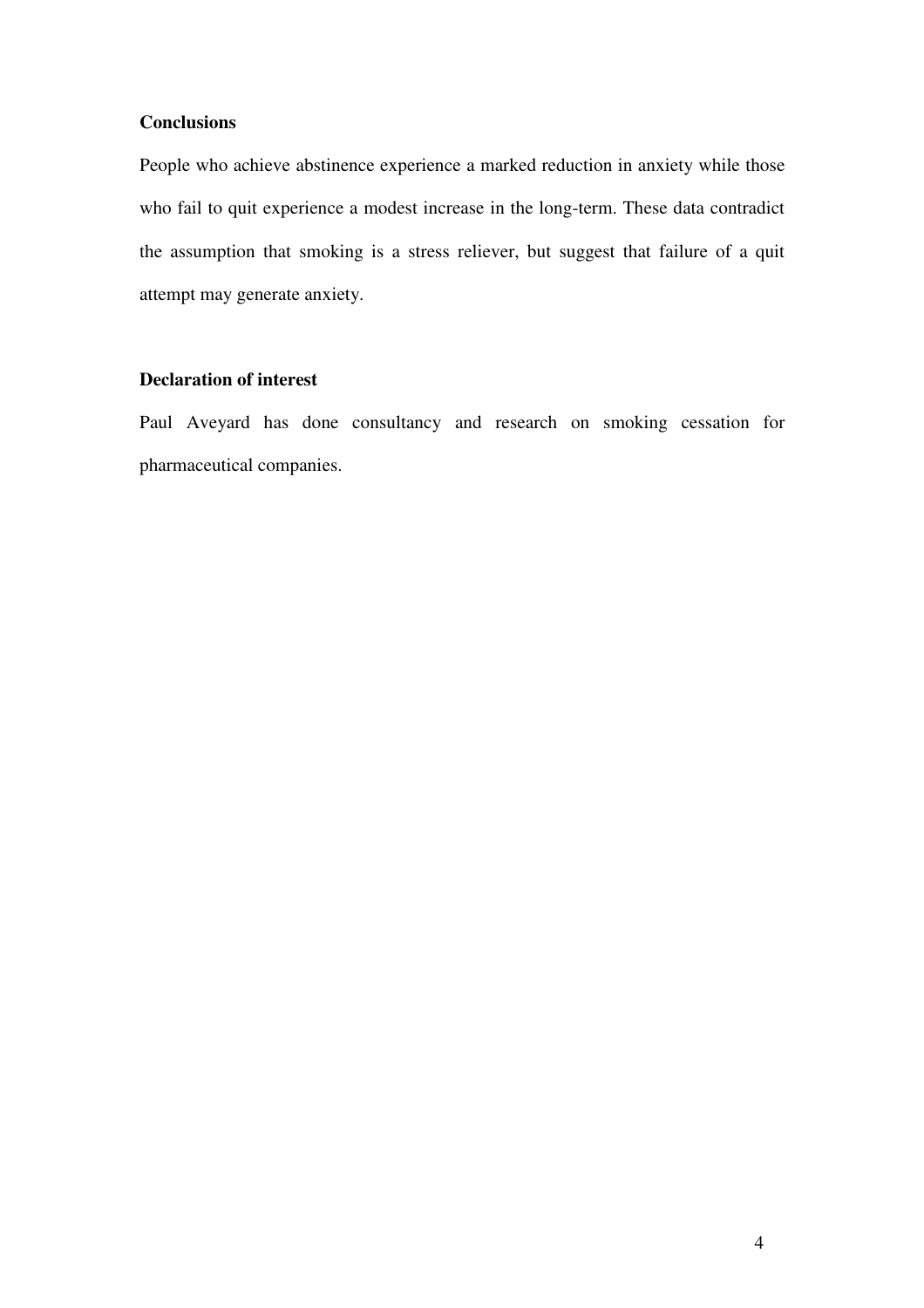**Conclusions**

People who achieve abstinence experience a marked reduction in anxiety while those who fail to quit experience a modest increase in the long-term. These data contradict the assumption that smoking is a stress reliever, but suggest that failure of a quit attempt may generate anxiety.

**Declaration of interest**

Paul Aveyard has done consultancy and research on smoking cessation for pharmaceutical companies.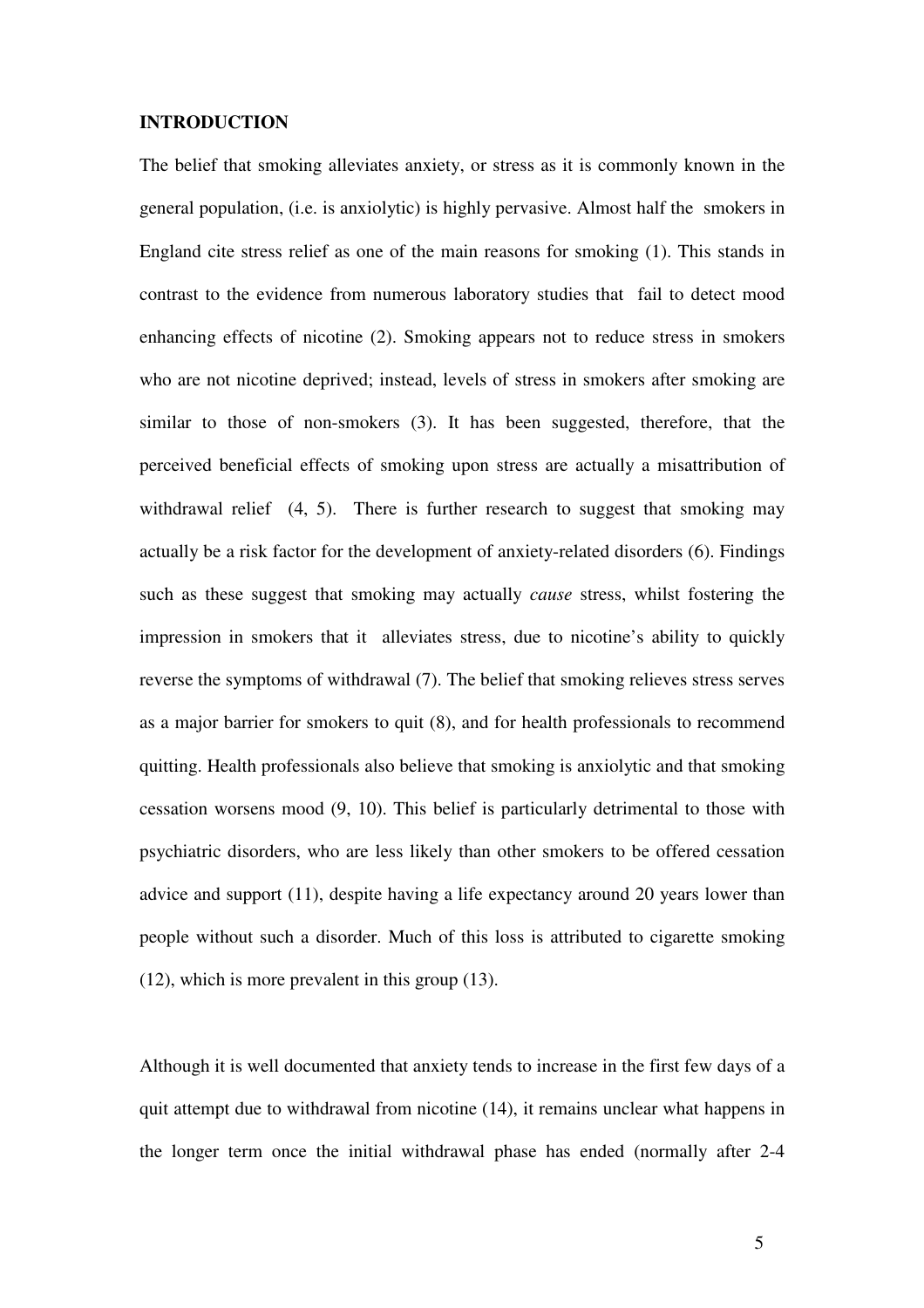**INTRODUCTION**

The belief that smoking alleviates anxiety, or stress as it is commonly known in the general population, (i.e. is anxiolytic) is highly pervasive. Almost half the smokers in England cite stress relief as one of the main reasons for smoking (1). This stands in contrast to the evidence from numerous laboratory studies that fail to detect mood enhancing effects of nicotine (2). Smoking appears not to reduce stress in smokers who are not nicotine deprived; instead, levels of stress in smokers after smoking are similar to those of non-smokers (3). It has been suggested, therefore, that the perceived beneficial effects of smoking upon stress are actually a misattribution of withdrawal relief (4, 5). There is further research to suggest that smoking may actually be a risk factor for the development of anxiety-related disorders (6). Findings such as these suggest that smoking may actually *cause* stress, whilst fostering the impression in smokers that it alleviates stress, due to nicotine's ability to quickly reverse the symptoms of withdrawal (7). The belief that smoking relieves stress serves as a major barrier for smokers to quit (8), and for health professionals to recommend quitting. Health professionals also believe that smoking is anxiolytic and that smoking cessation worsens mood (9, 10). This belief is particularly detrimental to those with psychiatric disorders, who are less likely than other smokers to be offered cessation advice and support (11), despite having a life expectancy around 20 years lower than people without such a disorder. Much of this loss is attributed to cigarette smoking (12), which is more prevalent in this group (13).

Although it is well documented that anxiety tends to increase in the first few days of a quit attempt due to withdrawal from nicotine (14), it remains unclear what happens in the longer term once the initial withdrawal phase has ended (normally after 2-4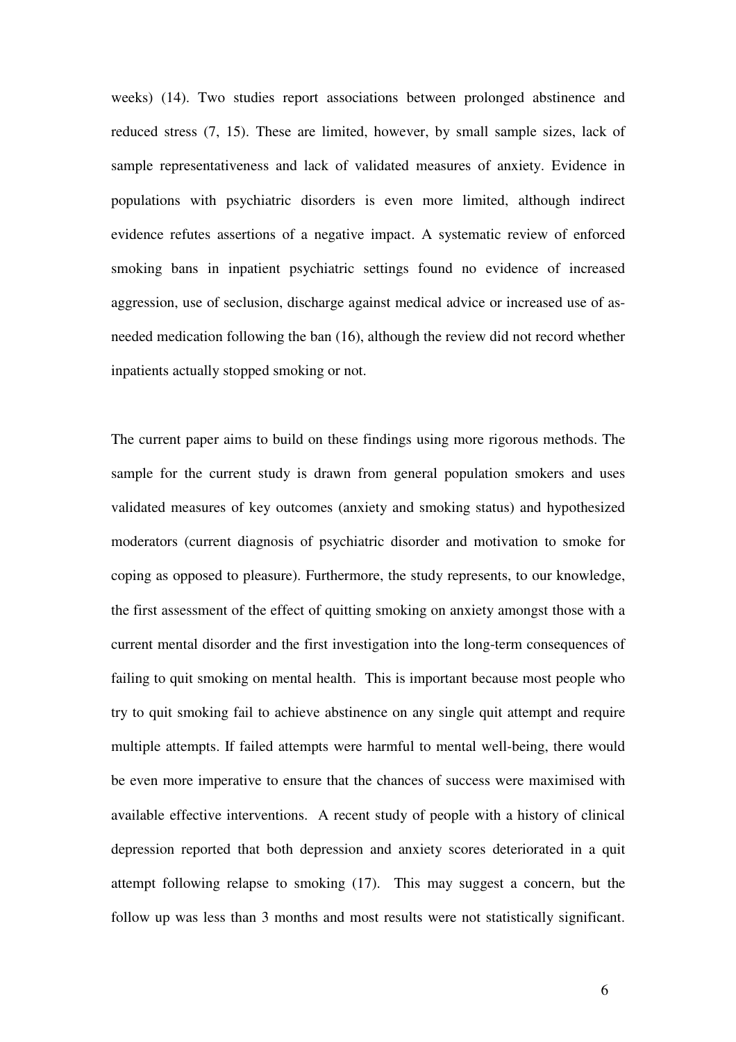weeks) (14). Two studies report associations between prolonged abstinence and reduced stress (7, 15). These are limited, however, by small sample sizes, lack of sample representativeness and lack of validated measures of anxiety. Evidence in populations with psychiatric disorders is even more limited, although indirect evidence refutes assertions of a negative impact. A systematic review of enforced smoking bans in inpatient psychiatric settings found no evidence of increased aggression, use of seclusion, discharge against medical advice or increased use of as-needed medication following the ban (16), although the review did not record whether inpatients actually stopped smoking or not.

The current paper aims to build on these findings using more rigorous methods. The sample for the current study is drawn from general population smokers and uses validated measures of key outcomes (anxiety and smoking status) and hypothesized moderators (current diagnosis of psychiatric disorder and motivation to smoke for coping as opposed to pleasure). Furthermore, the study represents, to our knowledge, the first assessment of the effect of quitting smoking on anxiety amongst those with a current mental disorder and the first investigation into the long-term consequences of failing to quit smoking on mental health. This is important because most people who try to quit smoking fail to achieve abstinence on any single quit attempt and require multiple attempts. If failed attempts were harmful to mental well-being, there would be even more imperative to ensure that the chances of success were maximised with available effective interventions. A recent study of people with a history of clinical depression reported that both depression and anxiety scores deteriorated in a quit attempt following relapse to smoking (17). This may suggest a concern, but the follow up was less than 3 months and most results were not statistically significant.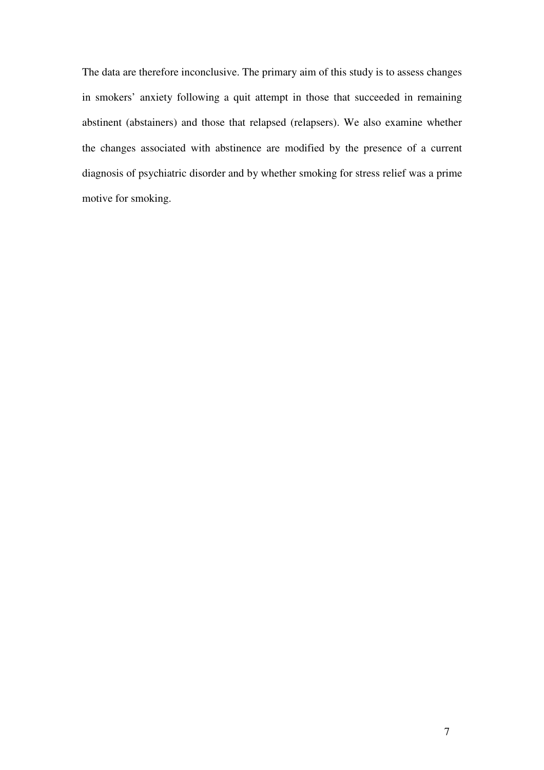The data are therefore inconclusive. The primary aim of this study is to assess changes in smokers' anxiety following a quit attempt in those that succeeded in remaining abstinent (abstainers) and those that relapsed (relapsers). We also examine whether the changes associated with abstinence are modified by the presence of a current diagnosis of psychiatric disorder and by whether smoking for stress relief was a prime motive for smoking.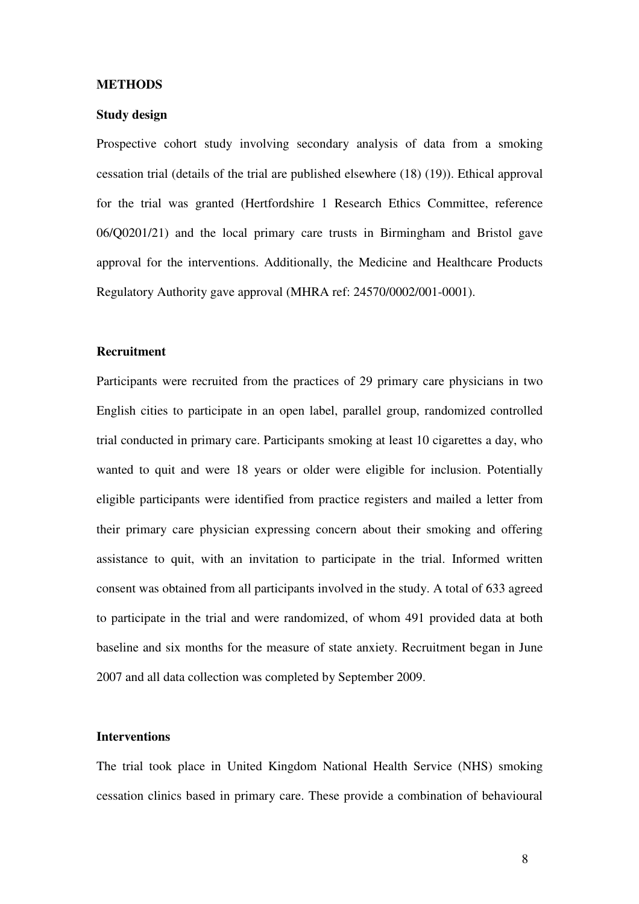**METHODS**

**Study design**

Prospective cohort study involving secondary analysis of data from a smoking cessation trial (details of the trial are published elsewhere (18) (19)). Ethical approval for the trial was granted (Hertfordshire 1 Research Ethics Committee, reference 06/Q0201/21) and the local primary care trusts in Birmingham and Bristol gave approval for the interventions. Additionally, the Medicine and Healthcare Products Regulatory Authority gave approval (MHRA ref: 24570/0002/001-0001).

**Recruitment**

Participants were recruited from the practices of 29 primary care physicians in two English cities to participate in an open label, parallel group, randomized controlled trial conducted in primary care. Participants smoking at least 10 cigarettes a day, who wanted to quit and were 18 years or older were eligible for inclusion. Potentially eligible participants were identified from practice registers and mailed a letter from their primary care physician expressing concern about their smoking and offering assistance to quit, with an invitation to participate in the trial. Informed written consent was obtained from all participants involved in the study. A total of 633 agreed to participate in the trial and were randomized, of whom 491 provided data at both baseline and six months for the measure of state anxiety. Recruitment began in June 2007 and all data collection was completed by September 2009.

**Interventions**

The trial took place in United Kingdom National Health Service (NHS) smoking cessation clinics based in primary care. These provide a combination of behavioural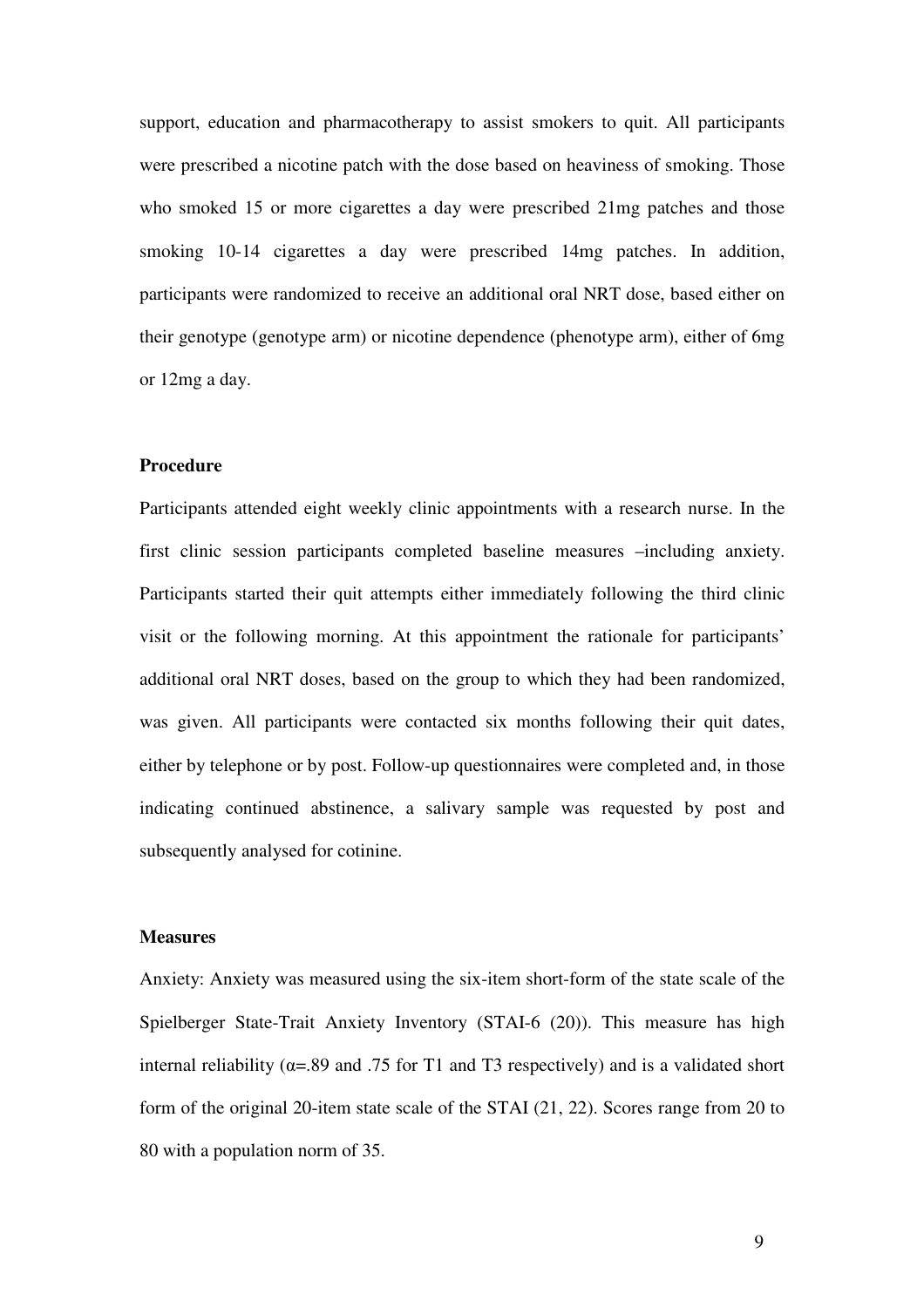support, education and pharmacotherapy to assist smokers to quit. All participants were prescribed a nicotine patch with the dose based on heaviness of smoking. Those who smoked 15 or more cigarettes a day were prescribed 21mg patches and those smoking 10-14 cigarettes a day were prescribed 14mg patches. In addition, participants were randomized to receive an additional oral NRT dose, based either on their genotype (genotype arm) or nicotine dependence (phenotype arm), either of 6mg or 12mg a day.

### Procedure

Participants attended eight weekly clinic appointments with a research nurse. In the first clinic session participants completed baseline measures –including anxiety. Participants started their quit attempts either immediately following the third clinic visit or the following morning. At this appointment the rationale for participants' additional oral NRT doses, based on the group to which they had been randomized, was given. All participants were contacted six months following their quit dates, either by telephone or by post. Follow-up questionnaires were completed and, in those indicating continued abstinence, a salivary sample was requested by post and subsequently analysed for cotinine.

### Measures

Anxiety: Anxiety was measured using the six-item short-form of the state scale of the Spielberger State-Trait Anxiety Inventory (STAI-6 (20)). This measure has high internal reliability ($\alpha$=.89 and .75 for T1 and T3 respectively) and is a validated short form of the original 20-item state scale of the STAI (21, 22). Scores range from 20 to 80 with a population norm of 35.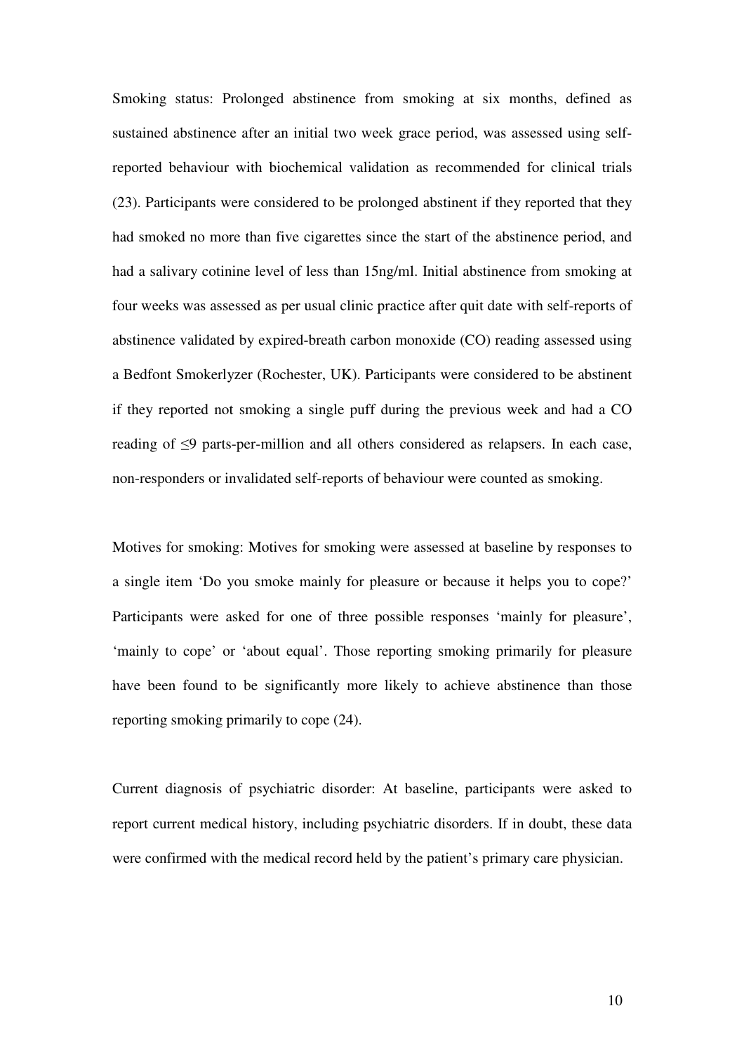Smoking status: Prolonged abstinence from smoking at six months, defined as sustained abstinence after an initial two week grace period, was assessed using self-reported behaviour with biochemical validation as recommended for clinical trials (23). Participants were considered to be prolonged abstinent if they reported that they had smoked no more than five cigarettes since the start of the abstinence period, and had a salivary cotinine level of less than 15ng/ml. Initial abstinence from smoking at four weeks was assessed as per usual clinic practice after quit date with self-reports of abstinence validated by expired-breath carbon monoxide (CO) reading assessed using a Bedfont Smokerlyzer (Rochester, UK). Participants were considered to be abstinent if they reported not smoking a single puff during the previous week and had a CO reading of ≤9 parts-per-million and all others considered as relapsers. In each case, non-responders or invalidated self-reports of behaviour were counted as smoking.

Motives for smoking: Motives for smoking were assessed at baseline by responses to a single item 'Do you smoke mainly for pleasure or because it helps you to cope?' Participants were asked for one of three possible responses 'mainly for pleasure', 'mainly to cope' or 'about equal'. Those reporting smoking primarily for pleasure have been found to be significantly more likely to achieve abstinence than those reporting smoking primarily to cope (24).

Current diagnosis of psychiatric disorder: At baseline, participants were asked to report current medical history, including psychiatric disorders. If in doubt, these data were confirmed with the medical record held by the patient's primary care physician.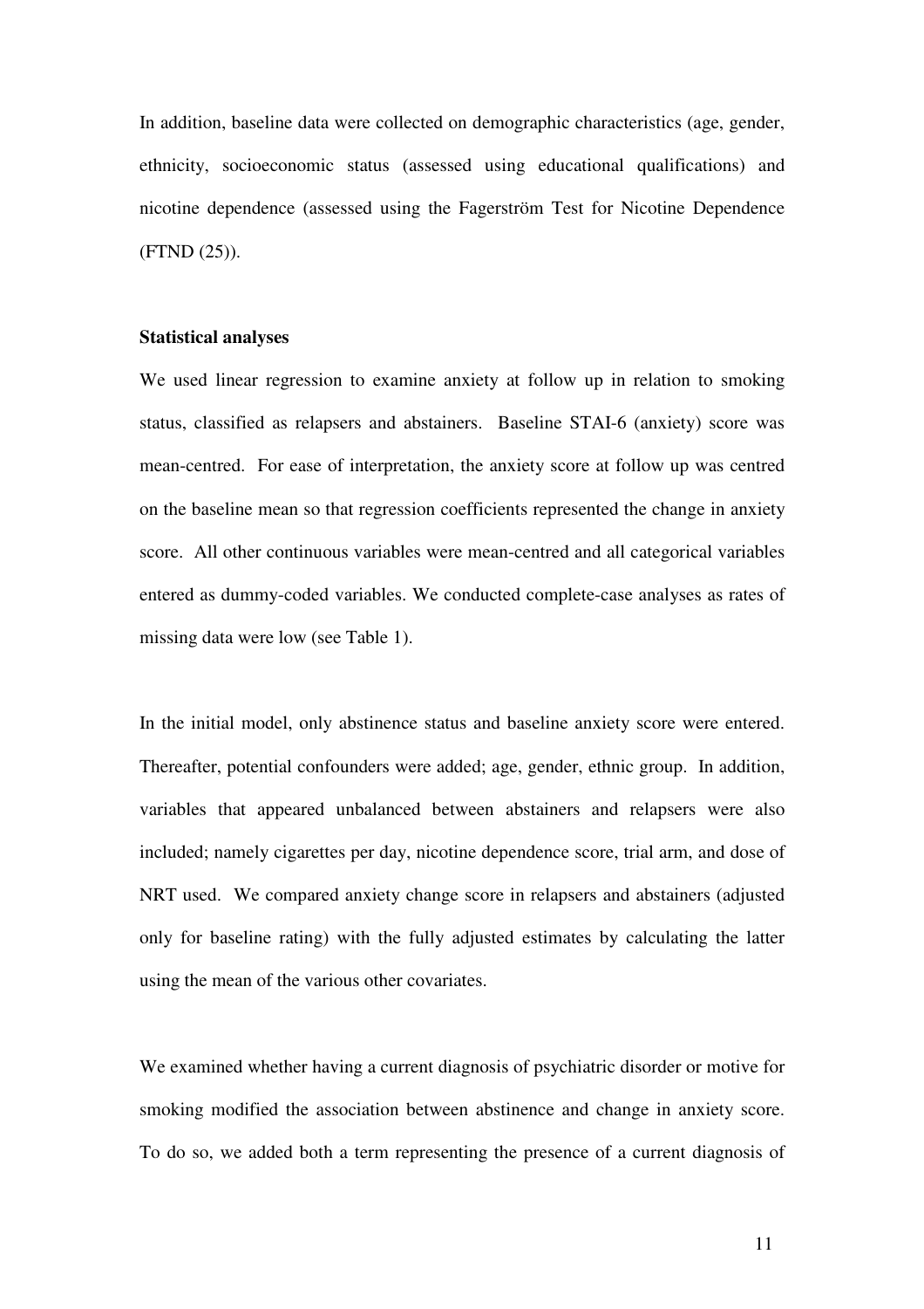In addition, baseline data were collected on demographic characteristics (age, gender, ethnicity, socioeconomic status (assessed using educational qualifications) and nicotine dependence (assessed using the Fagerström Test for Nicotine Dependence (FTND (25)).

**Statistical analyses**

We used linear regression to examine anxiety at follow up in relation to smoking status, classified as relapsers and abstainers. Baseline STAI-6 (anxiety) score was mean-centred. For ease of interpretation, the anxiety score at follow up was centred on the baseline mean so that regression coefficients represented the change in anxiety score. All other continuous variables were mean-centred and all categorical variables entered as dummy-coded variables. We conducted complete-case analyses as rates of missing data were low (see Table 1).

In the initial model, only abstinence status and baseline anxiety score were entered. Thereafter, potential confounders were added; age, gender, ethnic group. In addition, variables that appeared unbalanced between abstainers and relapsers were also included; namely cigarettes per day, nicotine dependence score, trial arm, and dose of NRT used. We compared anxiety change score in relapsers and abstainers (adjusted only for baseline rating) with the fully adjusted estimates by calculating the latter using the mean of the various other covariates.

We examined whether having a current diagnosis of psychiatric disorder or motive for smoking modified the association between abstinence and change in anxiety score. To do so, we added both a term representing the presence of a current diagnosis of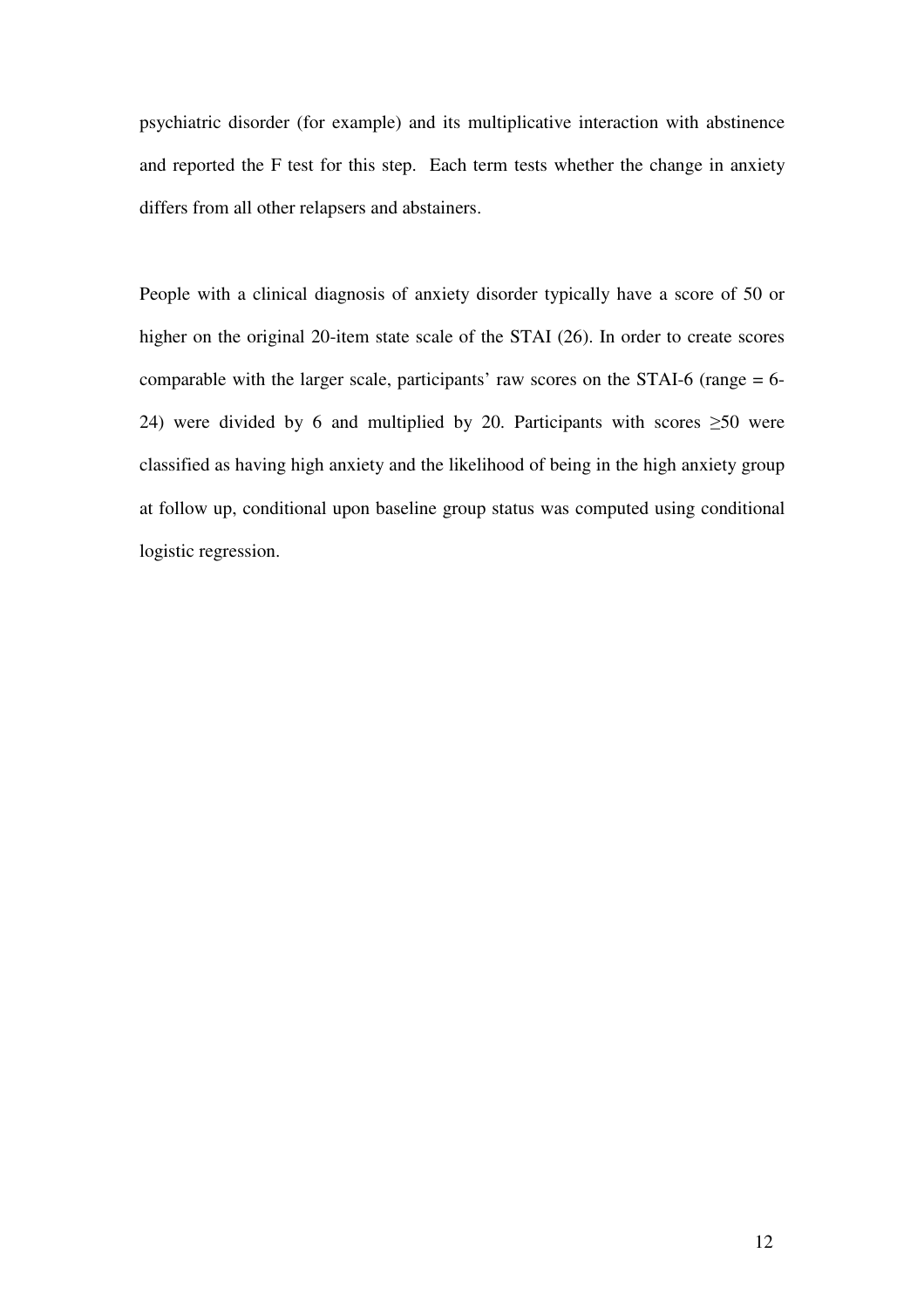psychiatric disorder (for example) and its multiplicative interaction with abstinence and reported the F test for this step. Each term tests whether the change in anxiety differs from all other relapsers and abstainers.

People with a clinical diagnosis of anxiety disorder typically have a score of 50 or higher on the original 20-item state scale of the STAI (26). In order to create scores comparable with the larger scale, participants' raw scores on the STAI-6 (range = 6-24) were divided by 6 and multiplied by 20. Participants with scores $\geq 50$ were classified as having high anxiety and the likelihood of being in the high anxiety group at follow up, conditional upon baseline group status was computed using conditional logistic regression.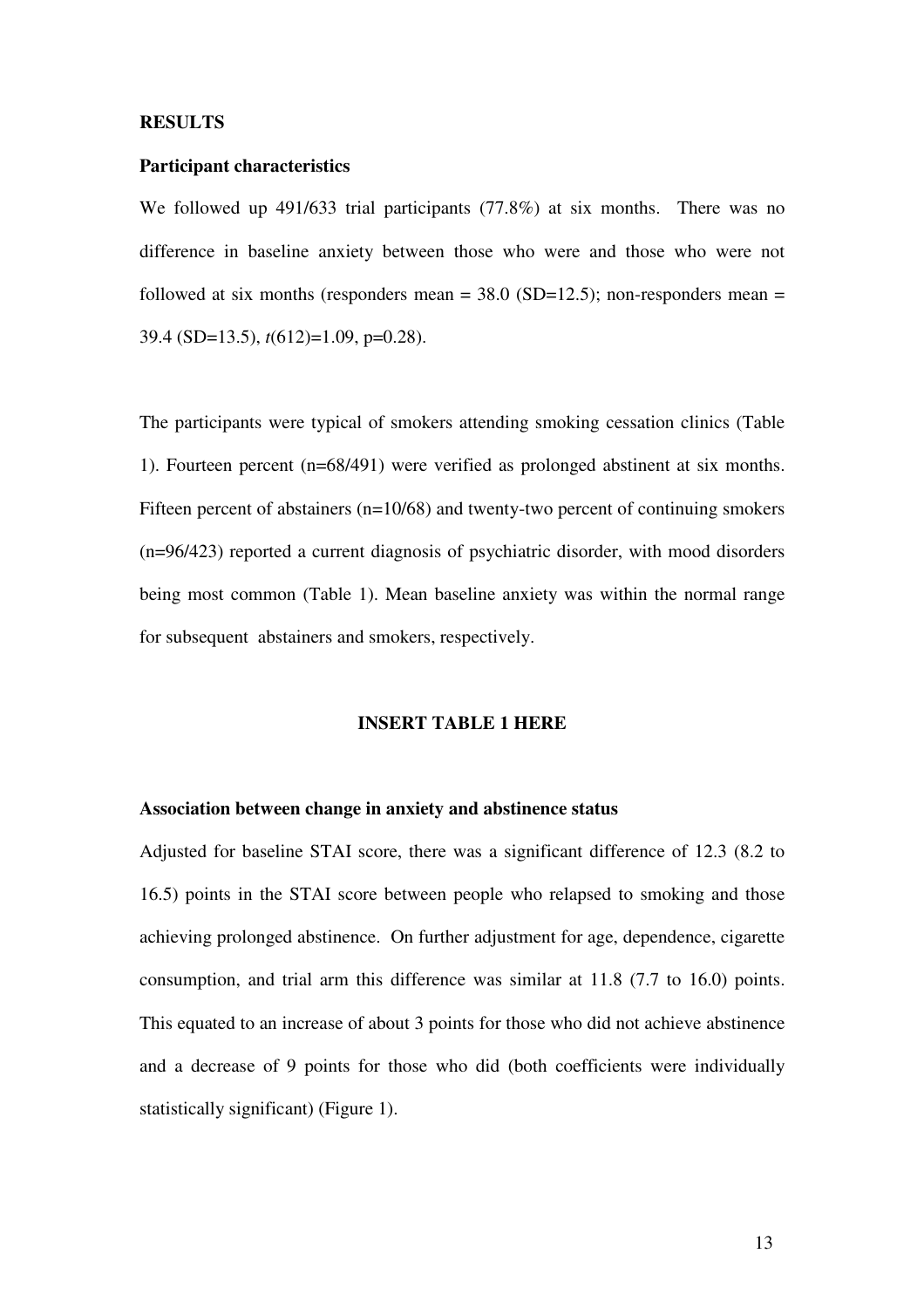## RESULTS

### Participant characteristics

We followed up 491/633 trial participants (77.8%) at six months. There was no difference in baseline anxiety between those who were and those who were not followed at six months (responders mean = 38.0 (SD=12.5); non-responders mean = 39.4 (SD=13.5), $t(612)=1.09$, $p=0.28$).

The participants were typical of smokers attending smoking cessation clinics (Table 1). Fourteen percent (n=68/491) were verified as prolonged abstinent at six months. Fifteen percent of abstainers (n=10/68) and twenty-two percent of continuing smokers (n=96/423) reported a current diagnosis of psychiatric disorder, with mood disorders being most common (Table 1). Mean baseline anxiety was within the normal range for subsequent abstainers and smokers, respectively.

**INSERT TABLE 1 HERE**

### Association between change in anxiety and abstinence status

Adjusted for baseline STAI score, there was a significant difference of 12.3 (8.2 to 16.5) points in the STAI score between people who relapsed to smoking and those achieving prolonged abstinence. On further adjustment for age, dependence, cigarette consumption, and trial arm this difference was similar at 11.8 (7.7 to 16.0) points. This equated to an increase of about 3 points for those who did not achieve abstinence and a decrease of 9 points for those who did (both coefficients were individually statistically significant) (Figure 1).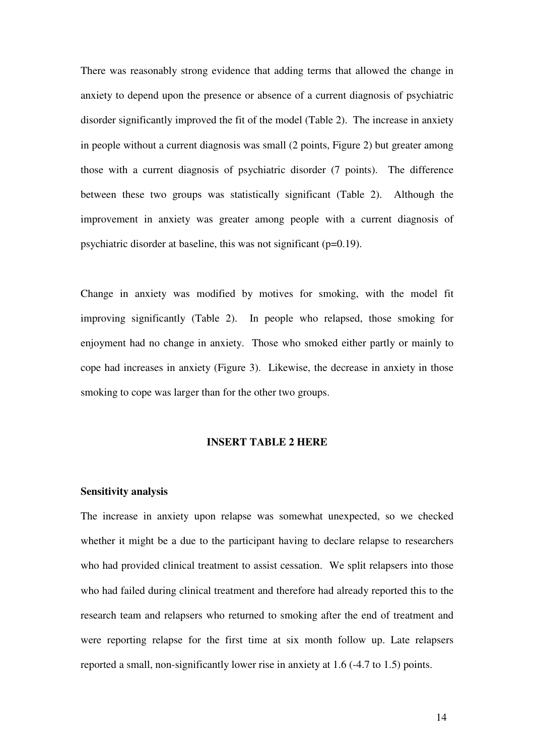There was reasonably strong evidence that adding terms that allowed the change in anxiety to depend upon the presence or absence of a current diagnosis of psychiatric disorder significantly improved the fit of the model (Table 2). The increase in anxiety in people without a current diagnosis was small (2 points, Figure 2) but greater among those with a current diagnosis of psychiatric disorder (7 points). The difference between these two groups was statistically significant (Table 2). Although the improvement in anxiety was greater among people with a current diagnosis of psychiatric disorder at baseline, this was not significant (p=0.19).

Change in anxiety was modified by motives for smoking, with the model fit improving significantly (Table 2). In people who relapsed, those smoking for enjoyment had no change in anxiety. Those who smoked either partly or mainly to cope had increases in anxiety (Figure 3). Likewise, the decrease in anxiety in those smoking to cope was larger than for the other two groups.

**INSERT TABLE 2 HERE**

**Sensitivity analysis**

The increase in anxiety upon relapse was somewhat unexpected, so we checked whether it might be a due to the participant having to declare relapse to researchers who had provided clinical treatment to assist cessation. We split relapsers into those who had failed during clinical treatment and therefore had already reported this to the research team and relapsers who returned to smoking after the end of treatment and were reporting relapse for the first time at six month follow up. Late relapsers reported a small, non-significantly lower rise in anxiety at 1.6 (-4.7 to 1.5) points.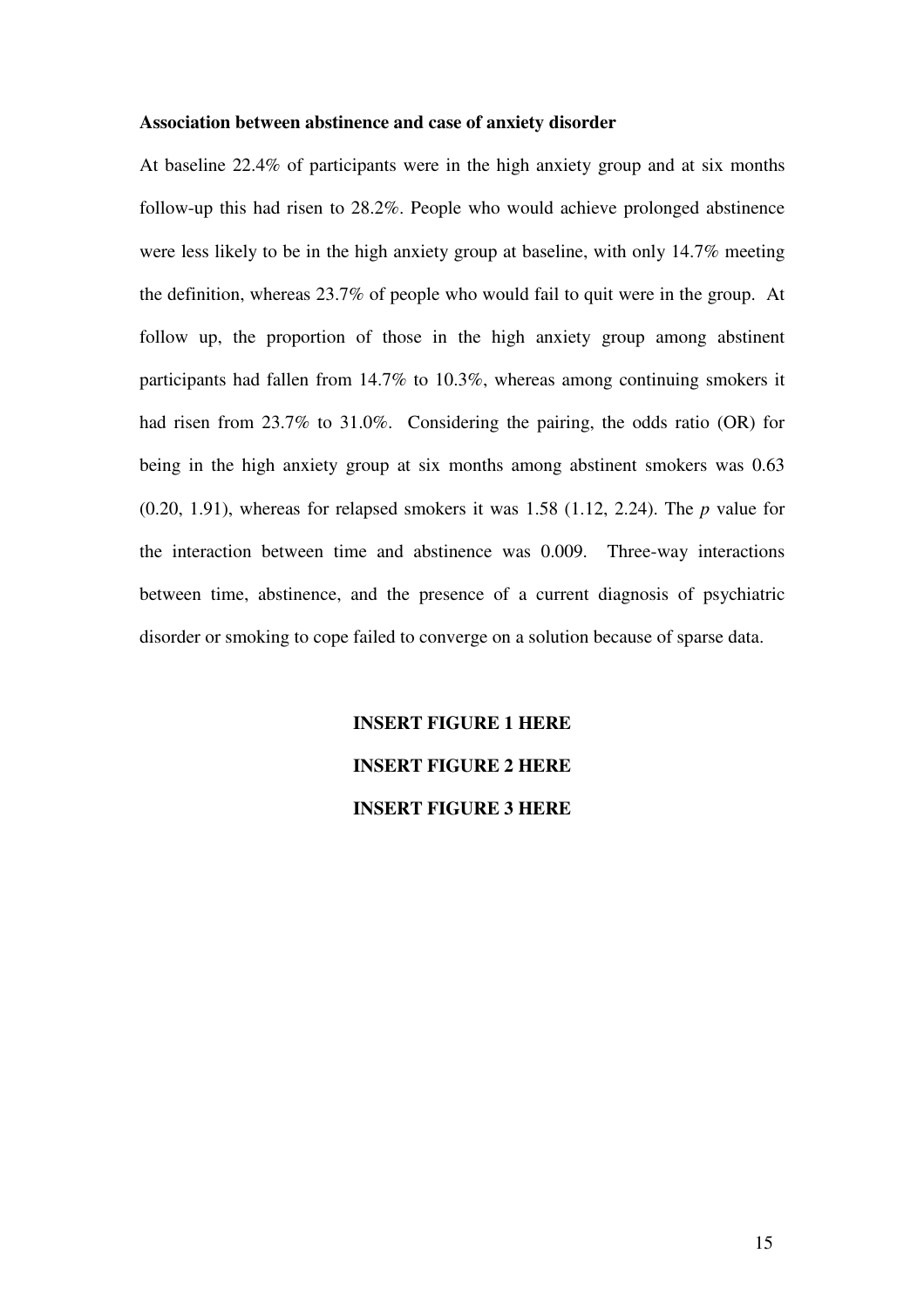**Association between abstinence and case of anxiety disorder**

At baseline 22.4% of participants were in the high anxiety group and at six months follow-up this had risen to 28.2%. People who would achieve prolonged abstinence were less likely to be in the high anxiety group at baseline, with only 14.7% meeting the definition, whereas 23.7% of people who would fail to quit were in the group. At follow up, the proportion of those in the high anxiety group among abstinent participants had fallen from 14.7% to 10.3%, whereas among continuing smokers it had risen from 23.7% to 31.0%. Considering the pairing, the odds ratio (OR) for being in the high anxiety group at six months among abstinent smokers was 0.63 (0.20, 1.91), whereas for relapsed smokers it was 1.58 (1.12, 2.24). The $p$ value for the interaction between time and abstinence was 0.009. Three-way interactions between time, abstinence, and the presence of a current diagnosis of psychiatric disorder or smoking to cope failed to converge on a solution because of sparse data.

**INSERT FIGURE 1 HERE**

**INSERT FIGURE 2 HERE**

**INSERT FIGURE 3 HERE**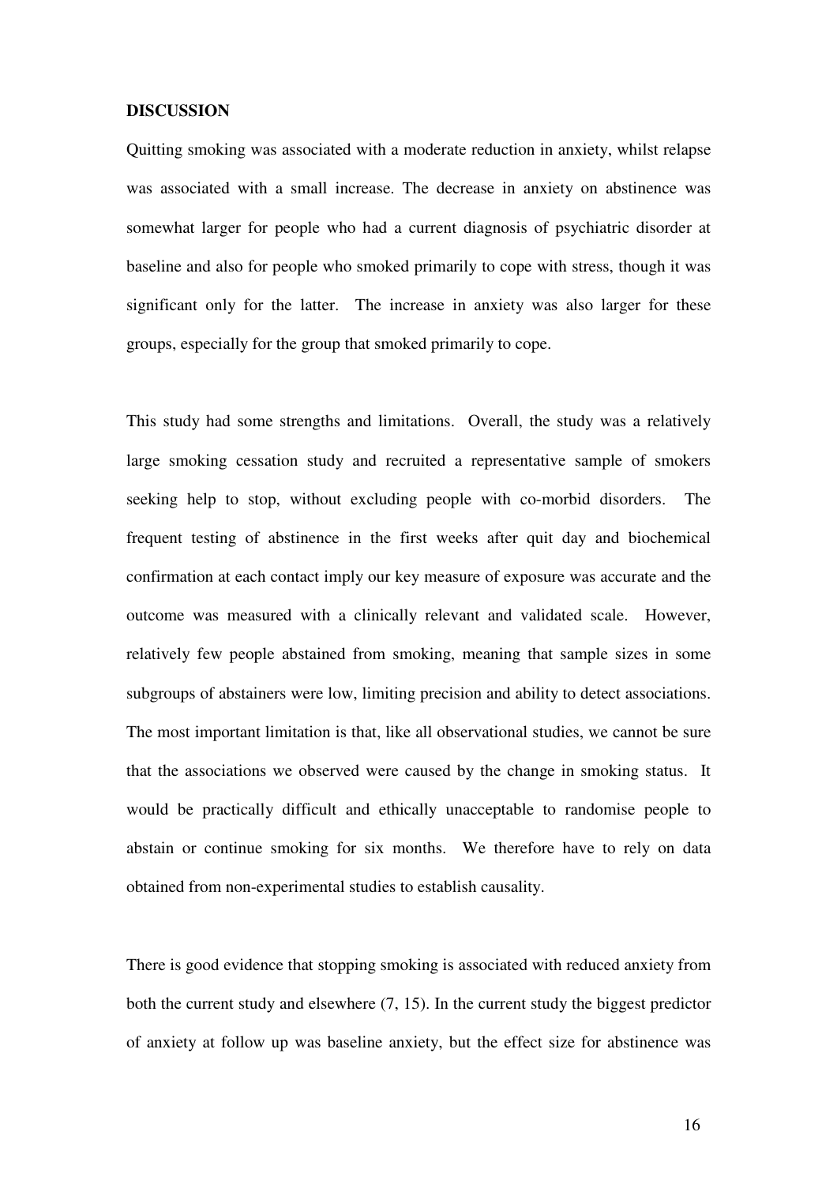**DISCUSSION**

Quitting smoking was associated with a moderate reduction in anxiety, whilst relapse was associated with a small increase. The decrease in anxiety on abstinence was somewhat larger for people who had a current diagnosis of psychiatric disorder at baseline and also for people who smoked primarily to cope with stress, though it was significant only for the latter. The increase in anxiety was also larger for these groups, especially for the group that smoked primarily to cope.

This study had some strengths and limitations. Overall, the study was a relatively large smoking cessation study and recruited a representative sample of smokers seeking help to stop, without excluding people with co-morbid disorders. The frequent testing of abstinence in the first weeks after quit day and biochemical confirmation at each contact imply our key measure of exposure was accurate and the outcome was measured with a clinically relevant and validated scale. However, relatively few people abstained from smoking, meaning that sample sizes in some subgroups of abstainers were low, limiting precision and ability to detect associations. The most important limitation is that, like all observational studies, we cannot be sure that the associations we observed were caused by the change in smoking status. It would be practically difficult and ethically unacceptable to randomise people to abstain or continue smoking for six months. We therefore have to rely on data obtained from non-experimental studies to establish causality.

There is good evidence that stopping smoking is associated with reduced anxiety from both the current study and elsewhere (7, 15). In the current study the biggest predictor of anxiety at follow up was baseline anxiety, but the effect size for abstinence was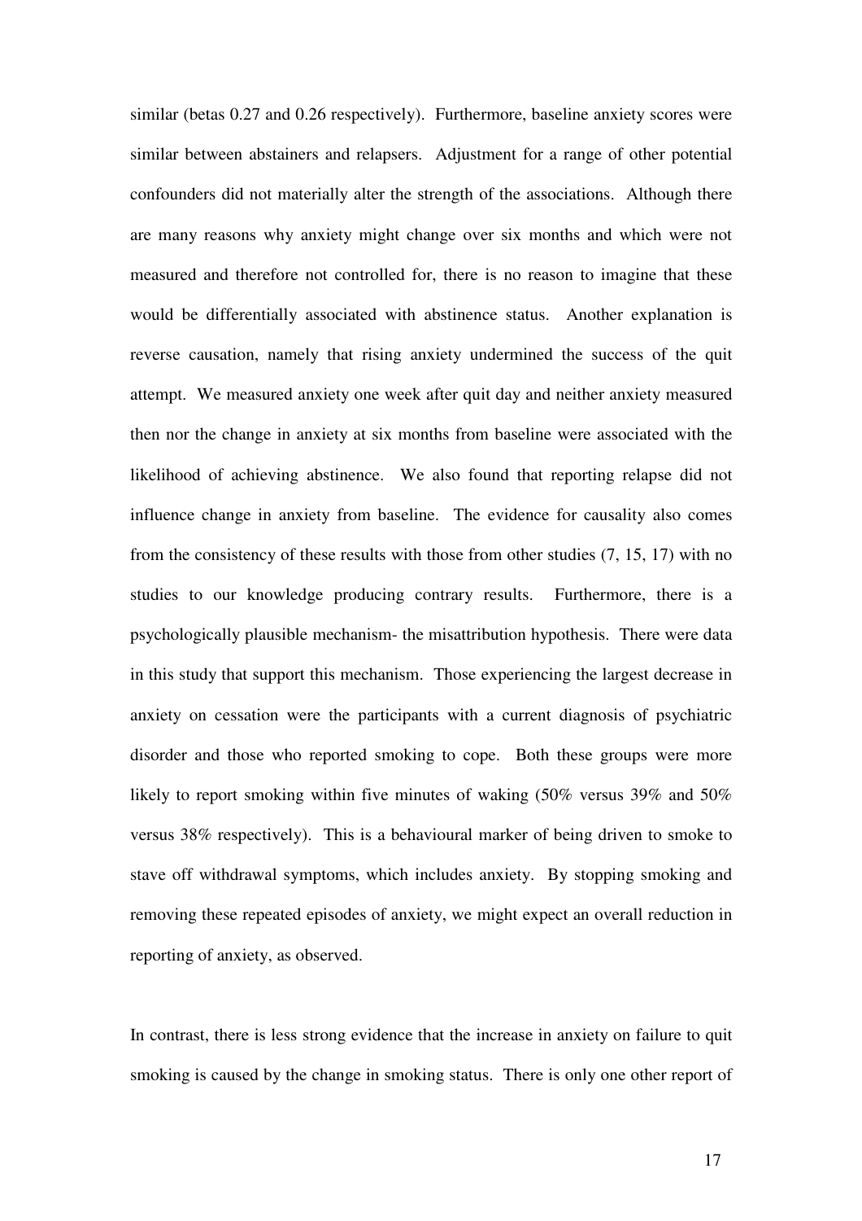similar (betas 0.27 and 0.26 respectively). Furthermore, baseline anxiety scores were similar between abstainers and relapsers. Adjustment for a range of other potential confounders did not materially alter the strength of the associations. Although there are many reasons why anxiety might change over six months and which were not measured and therefore not controlled for, there is no reason to imagine that these would be differentially associated with abstinence status. Another explanation is reverse causation, namely that rising anxiety undermined the success of the quit attempt. We measured anxiety one week after quit day and neither anxiety measured then nor the change in anxiety at six months from baseline were associated with the likelihood of achieving abstinence. We also found that reporting relapse did not influence change in anxiety from baseline. The evidence for causality also comes from the consistency of these results with those from other studies (7, 15, 17) with no studies to our knowledge producing contrary results. Furthermore, there is a psychologically plausible mechanism- the misattribution hypothesis. There were data in this study that support this mechanism. Those experiencing the largest decrease in anxiety on cessation were the participants with a current diagnosis of psychiatric disorder and those who reported smoking to cope. Both these groups were more likely to report smoking within five minutes of waking (50% versus 39% and 50% versus 38% respectively). This is a behavioural marker of being driven to smoke to stave off withdrawal symptoms, which includes anxiety. By stopping smoking and removing these repeated episodes of anxiety, we might expect an overall reduction in reporting of anxiety, as observed.

In contrast, there is less strong evidence that the increase in anxiety on failure to quit smoking is caused by the change in smoking status. There is only one other report of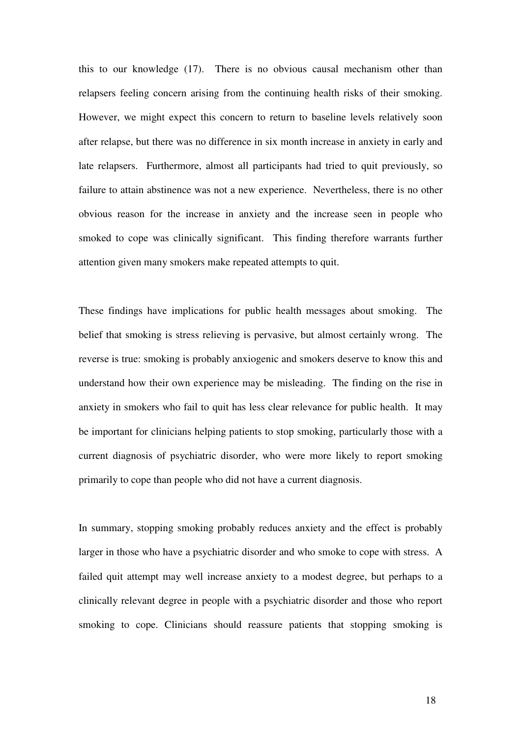this to our knowledge (17). There is no obvious causal mechanism other than relapsers feeling concern arising from the continuing health risks of their smoking. However, we might expect this concern to return to baseline levels relatively soon after relapse, but there was no difference in six month increase in anxiety in early and late relapsers. Furthermore, almost all participants had tried to quit previously, so failure to attain abstinence was not a new experience. Nevertheless, there is no other obvious reason for the increase in anxiety and the increase seen in people who smoked to cope was clinically significant. This finding therefore warrants further attention given many smokers make repeated attempts to quit.

These findings have implications for public health messages about smoking. The belief that smoking is stress relieving is pervasive, but almost certainly wrong. The reverse is true: smoking is probably anxiogenic and smokers deserve to know this and understand how their own experience may be misleading. The finding on the rise in anxiety in smokers who fail to quit has less clear relevance for public health. It may be important for clinicians helping patients to stop smoking, particularly those with a current diagnosis of psychiatric disorder, who were more likely to report smoking primarily to cope than people who did not have a current diagnosis.

In summary, stopping smoking probably reduces anxiety and the effect is probably larger in those who have a psychiatric disorder and who smoke to cope with stress. A failed quit attempt may well increase anxiety to a modest degree, but perhaps to a clinically relevant degree in people with a psychiatric disorder and those who report smoking to cope. Clinicians should reassure patients that stopping smoking is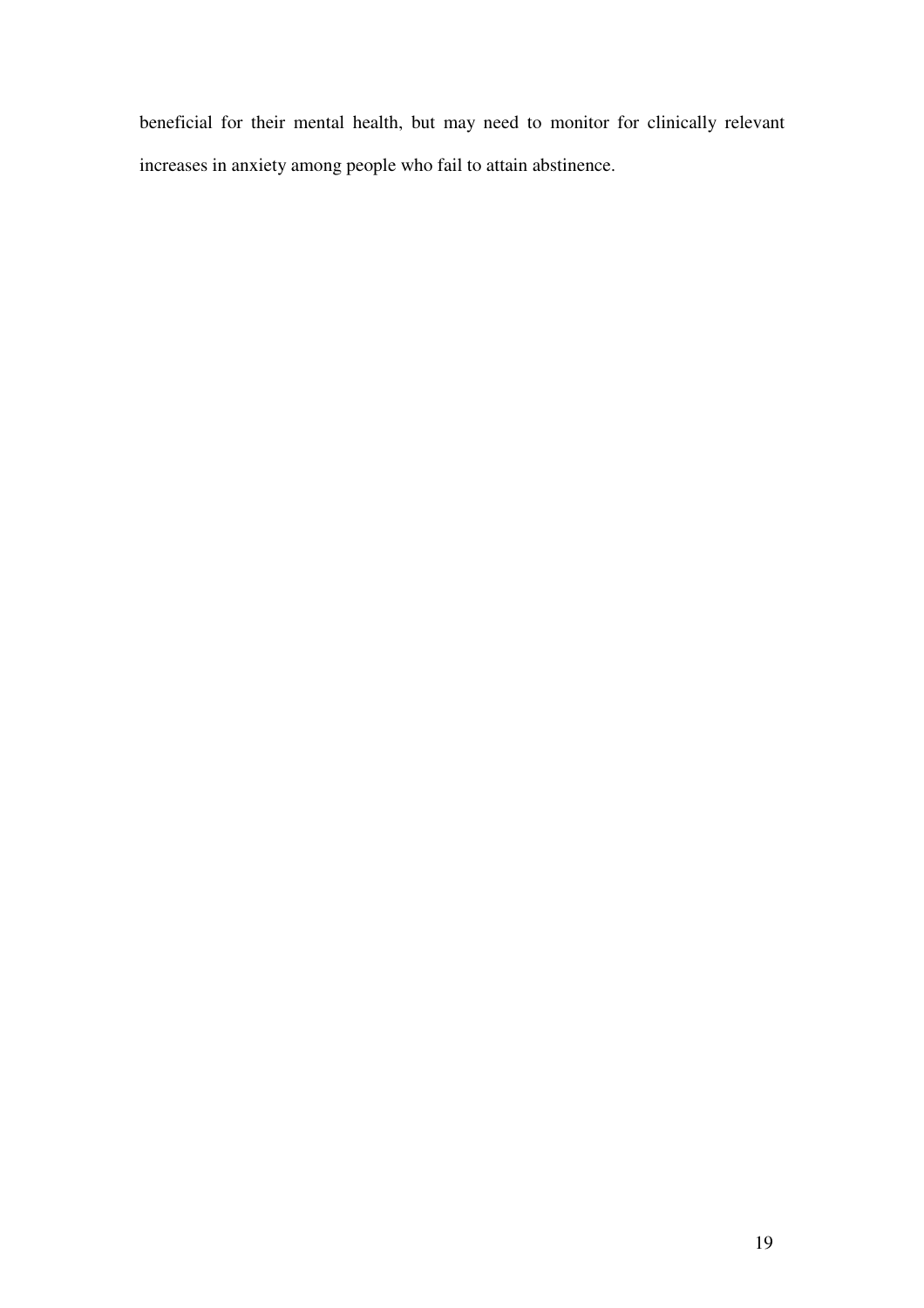beneficial for their mental health, but may need to monitor for clinically relevant increases in anxiety among people who fail to attain abstinence.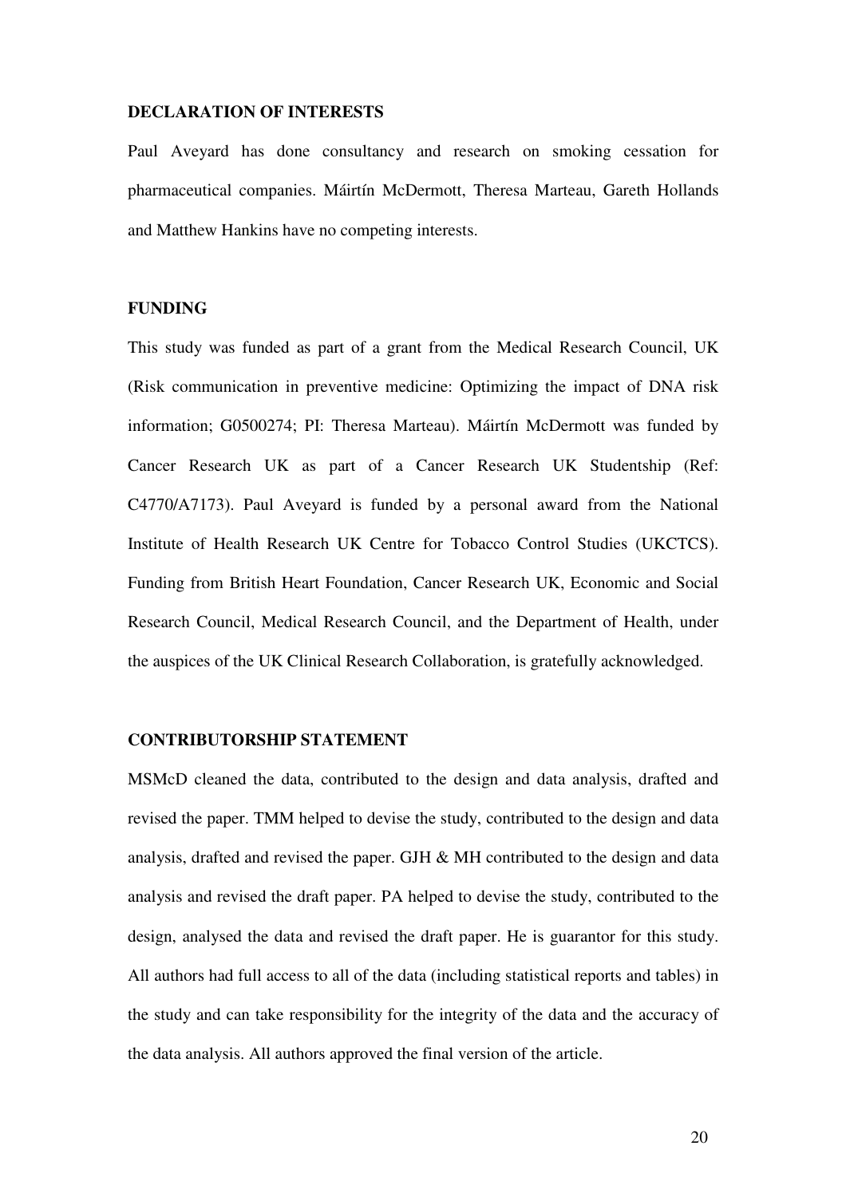## DECLARATION OF INTERESTS

Paul Aveyard has done consultancy and research on smoking cessation for pharmaceutical companies. Máirtín McDermott, Theresa Marteau, Gareth Hollands and Matthew Hankins have no competing interests.

## FUNDING

This study was funded as part of a grant from the Medical Research Council, UK (Risk communication in preventive medicine: Optimizing the impact of DNA risk information; G0500274; PI: Theresa Marteau). Máirtín McDermott was funded by Cancer Research UK as part of a Cancer Research UK Studentship (Ref: C4770/A7173). Paul Aveyard is funded by a personal award from the National Institute of Health Research UK Centre for Tobacco Control Studies (UKCTCS). Funding from British Heart Foundation, Cancer Research UK, Economic and Social Research Council, Medical Research Council, and the Department of Health, under the auspices of the UK Clinical Research Collaboration, is gratefully acknowledged.

## CONTRIBUTORSHIP STATEMENT

MSMcD cleaned the data, contributed to the design and data analysis, drafted and revised the paper. TMM helped to devise the study, contributed to the design and data analysis, drafted and revised the paper. GJH & MH contributed to the design and data analysis and revised the draft paper. PA helped to devise the study, contributed to the design, analysed the data and revised the draft paper. He is guarantor for this study. All authors had full access to all of the data (including statistical reports and tables) in the study and can take responsibility for the integrity of the data and the accuracy of the data analysis. All authors approved the final version of the article.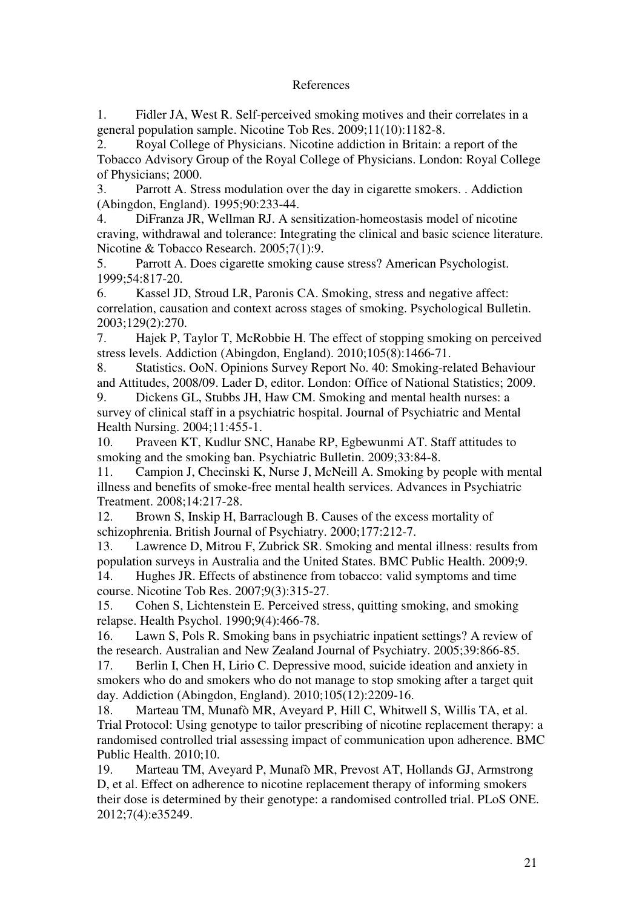# References

1. Fidler JA, West R. Self-perceived smoking motives and their correlates in a general population sample. Nicotine Tob Res. 2009;11(10):1182-8.
2. Royal College of Physicians. Nicotine addiction in Britain: a report of the Tobacco Advisory Group of the Royal College of Physicians. London: Royal College of Physicians; 2000.
3. Parrott A. Stress modulation over the day in cigarette smokers. . Addiction (Abingdon, England). 1995;90:233-44.
4. DiFranza JR, Wellman RJ. A sensitization-homeostasis model of nicotine craving, withdrawal and tolerance: Integrating the clinical and basic science literature. Nicotine & Tobacco Research. 2005;7(1):9.
5. Parrott A. Does cigarette smoking cause stress? American Psychologist. 1999;54:817-20.
6. Kassel JD, Stroud LR, Paronis CA. Smoking, stress and negative affect: correlation, causation and context across stages of smoking. Psychological Bulletin. 2003;129(2):270.
7. Hajek P, Taylor T, McRobbie H. The effect of stopping smoking on perceived stress levels. Addiction (Abingdon, England). 2010;105(8):1466-71.
8. Statistics. OoN. Opinions Survey Report No. 40: Smoking-related Behaviour and Attitudes, 2008/09. Lader D, editor. London: Office of National Statistics; 2009.
9. Dickens GL, Stubbs JH, Haw CM. Smoking and mental health nurses: a survey of clinical staff in a psychiatric hospital. Journal of Psychiatric and Mental Health Nursing. 2004;11:455-1.
10. Praveen KT, Kudlur SNC, Hanabe RP, Egbewunmi AT. Staff attitudes to smoking and the smoking ban. Psychiatric Bulletin. 2009;33:84-8.
11. Campion J, Checinski K, Nurse J, McNeill A. Smoking by people with mental illness and benefits of smoke-free mental health services. Advances in Psychiatric Treatment. 2008;14:217-28.
12. Brown S, Inskip H, Barraclough B. Causes of the excess mortality of schizophrenia. British Journal of Psychiatry. 2000;177:212-7.
13. Lawrence D, Mitrou F, Zubrick SR. Smoking and mental illness: results from population surveys in Australia and the United States. BMC Public Health. 2009;9.
14. Hughes JR. Effects of abstinence from tobacco: valid symptoms and time course. Nicotine Tob Res. 2007;9(3):315-27.
15. Cohen S, Lichtenstein E. Perceived stress, quitting smoking, and smoking relapse. Health Psychol. 1990;9(4):466-78.
16. Lawn S, Pols R. Smoking bans in psychiatric inpatient settings? A review of the research. Australian and New Zealand Journal of Psychiatry. 2005;39:866-85.
17. Berlin I, Chen H, Lirio C. Depressive mood, suicide ideation and anxiety in smokers who do and smokers who do not manage to stop smoking after a target quit day. Addiction (Abingdon, England). 2010;105(12):2209-16.
18. Marteau TM, Munafò MR, Aveyard P, Hill C, Whitwell S, Willis TA, et al. Trial Protocol: Using genotype to tailor prescribing of nicotine replacement therapy: a randomised controlled trial assessing impact of communication upon adherence. BMC Public Health. 2010;10.
19. Marteau TM, Aveyard P, Munafò MR, Prevost AT, Hollands GJ, Armstrong D, et al. Effect on adherence to nicotine replacement therapy of informing smokers their dose is determined by their genotype: a randomised controlled trial. PLoS ONE. 2012;7(4):e35249.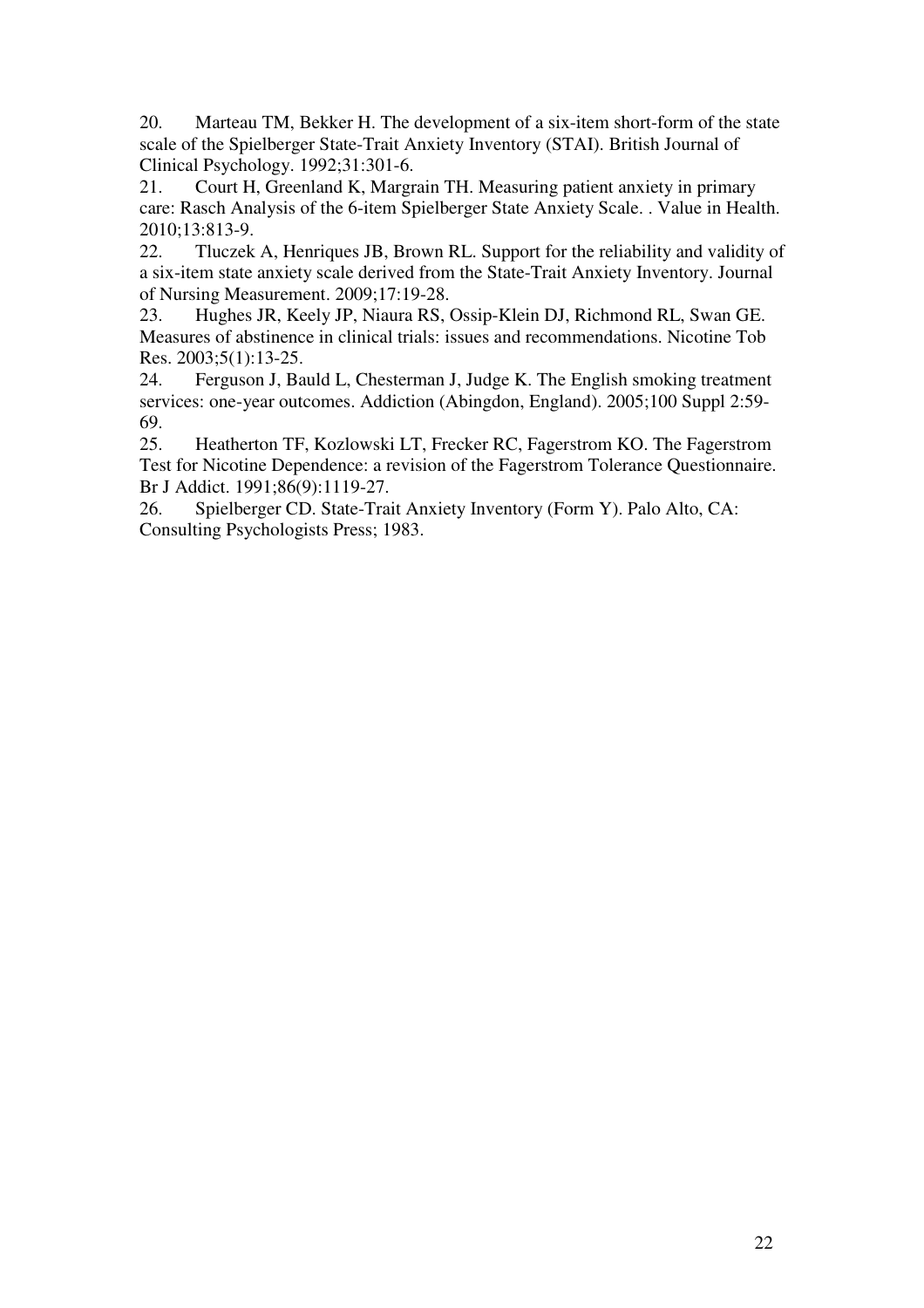20. Marteau TM, Bekker H. The development of a six-item short-form of the state scale of the Spielberger State-Trait Anxiety Inventory (STAI). British Journal of Clinical Psychology. 1992;31:301-6.

21. Court H, Greenland K, Margrain TH. Measuring patient anxiety in primary care: Rasch Analysis of the 6-item Spielberger State Anxiety Scale. . Value in Health. 2010;13:813-9.

22. Tluczek A, Henriques JB, Brown RL. Support for the reliability and validity of a six-item state anxiety scale derived from the State-Trait Anxiety Inventory. Journal of Nursing Measurement. 2009;17:19-28.

23. Hughes JR, Keely JP, Niaura RS, Ossip-Klein DJ, Richmond RL, Swan GE. Measures of abstinence in clinical trials: issues and recommendations. Nicotine Tob Res. 2003;5(1):13-25.

24. Ferguson J, Bauld L, Chesterman J, Judge K. The English smoking treatment services: one-year outcomes. Addiction (Abingdon, England). 2005;100 Suppl 2:59-69.

25. Heatherton TF, Kozlowski LT, Frecker RC, Fagerstrom KO. The Fagerstrom Test for Nicotine Dependence: a revision of the Fagerstrom Tolerance Questionnaire. Br J Addict. 1991;86(9):1119-27.

26. Spielberger CD. State-Trait Anxiety Inventory (Form Y). Palo Alto, CA: Consulting Psychologists Press; 1983.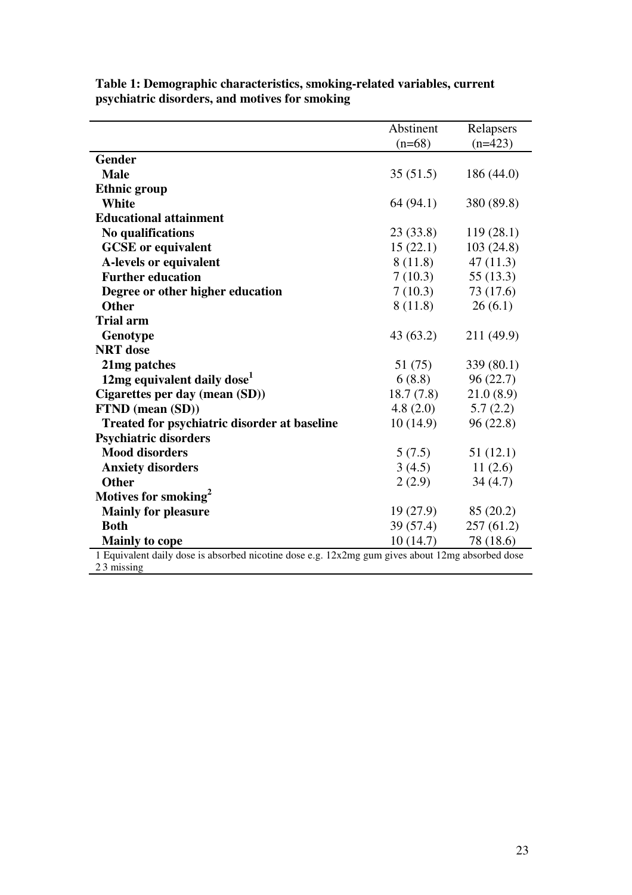**Table 1: Demographic characteristics, smoking-related variables, current psychiatric disorders, and motives for smoking**

| | Abstinent (n=68) | Relapsers (n=423) |
|---|---|---|
| **Gender** | | |
| **Male** | 35 (51.5) | 186 (44.0) |
| **Ethnic group** | | |
| **White** | 64 (94.1) | 380 (89.8) |
| **Educational attainment** | | |
| **No qualifications** | 23 (33.8) | 119 (28.1) |
| **GCSE or equivalent** | 15 (22.1) | 103 (24.8) |
| **A-levels or equivalent** | 8 (11.8) | 47 (11.3) |
| **Further education** | 7 (10.3) | 55 (13.3) |
| **Degree or other higher education** | 7 (10.3) | 73 (17.6) |
| **Other** | 8 (11.8) | 26 (6.1) |
| **Trial arm** | | |
| **Genotype** | 43 (63.2) | 211 (49.9) |
| **NRT dose** | | |
| **21mg patches** | 51 (75) | 339 (80.1) |
| **12mg equivalent daily dose[1]** | 6 (8.8) | 96 (22.7) |
| **Cigarettes per day (mean (SD))** | 18.7 (7.8) | 21.0 (8.9) |
| **FTND (mean (SD))** | 4.8 (2.0) | 5.7 (2.2) |
| **Treated for psychiatric disorder at baseline** | 10 (14.9) | 96 (22.8) |
| **Psychiatric disorders** | | |
| **Mood disorders** | 5 (7.5) | 51 (12.1) |
| **Anxiety disorders** | 3 (4.5) | 11 (2.6) |
| **Other** | 2 (2.9) | 34 (4.7) |
| **Motives for smoking[2]** | | |
| **Mainly for pleasure** | 19 (27.9) | 85 (20.2) |
| **Both** | 39 (57.4) | 257 (61.2) |
| **Mainly to cope** | 10 (14.7) | 78 (18.6) |

1 Equivalent daily dose is absorbed nicotine dose e.g. 12x2mg gum gives about 12mg absorbed dose
2 3 missing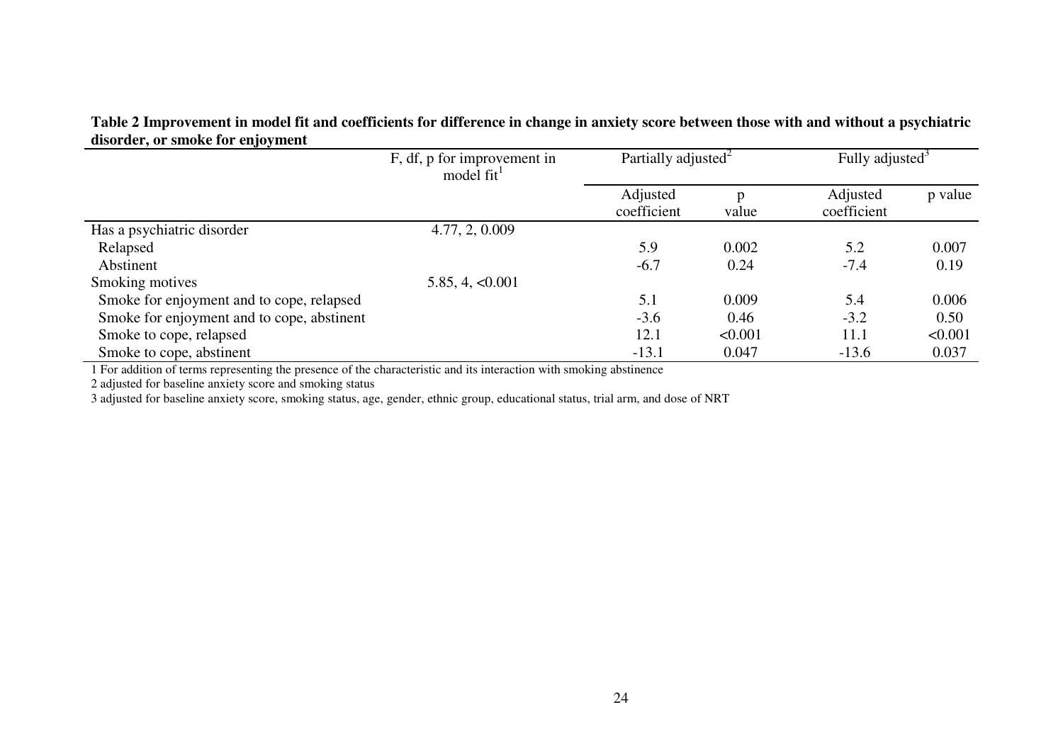**Table 2 Improvement in model fit and coefficients for difference in change in anxiety score between those with and without a psychiatric disorder, or smoke for enjoyment**

| | F, df, p for improvement in model fit[1] | Partially adjusted[2] | | Fully adjusted[3] | |
|---|---|---|---|---|---|
| | | Adjusted coefficient | p value | Adjusted coefficient | p value |
| Has a psychiatric disorder | 4.77, 2, 0.009 | | | | |
| Relapsed | | 5.9 | 0.002 | 5.2 | 0.007 |
| Abstinent | | -6.7 | 0.24 | -7.4 | 0.19 |
| Smoking motives | 5.85, 4, <0.001 | | | | |
| Smoke for enjoyment and to cope, relapsed | | 5.1 | 0.009 | 5.4 | 0.006 |
| Smoke for enjoyment and to cope, abstinent | | -3.6 | 0.46 | -3.2 | 0.50 |
| Smoke to cope, relapsed | | 12.1 | <0.001 | 11.1 | <0.001 |
| Smoke to cope, abstinent | | -13.1 | 0.047 | -13.6 | 0.037 |

1 For addition of terms representing the presence of the characteristic and its interaction with smoking abstinence

2 adjusted for baseline anxiety score and smoking status

3 adjusted for baseline anxiety score, smoking status, age, gender, ethnic group, educational status, trial arm, and dose of NRT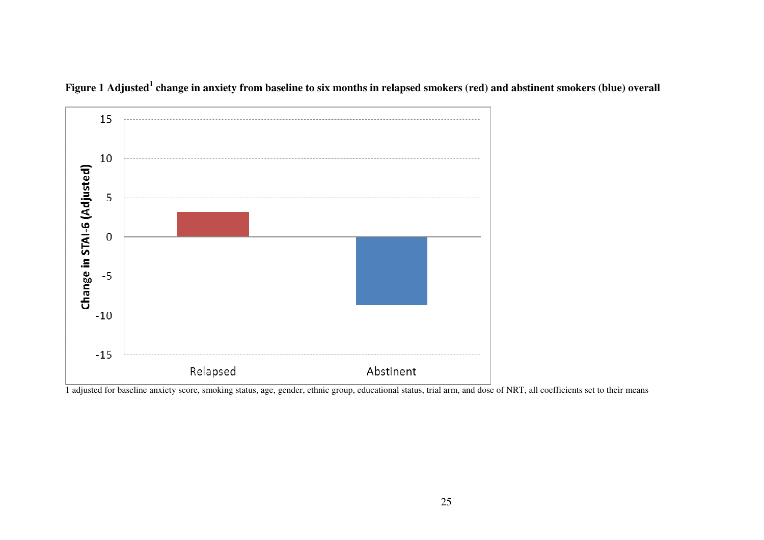**Figure 1 Adjusted[1] change in anxiety from baseline to six months in relapsed smokers (red) and abstinent smokers (blue) overall**

1 adjusted for baseline anxiety score, smoking status, age, gender, ethnic group, educational status, trial arm, and dose of NRT, all coefficients set to their means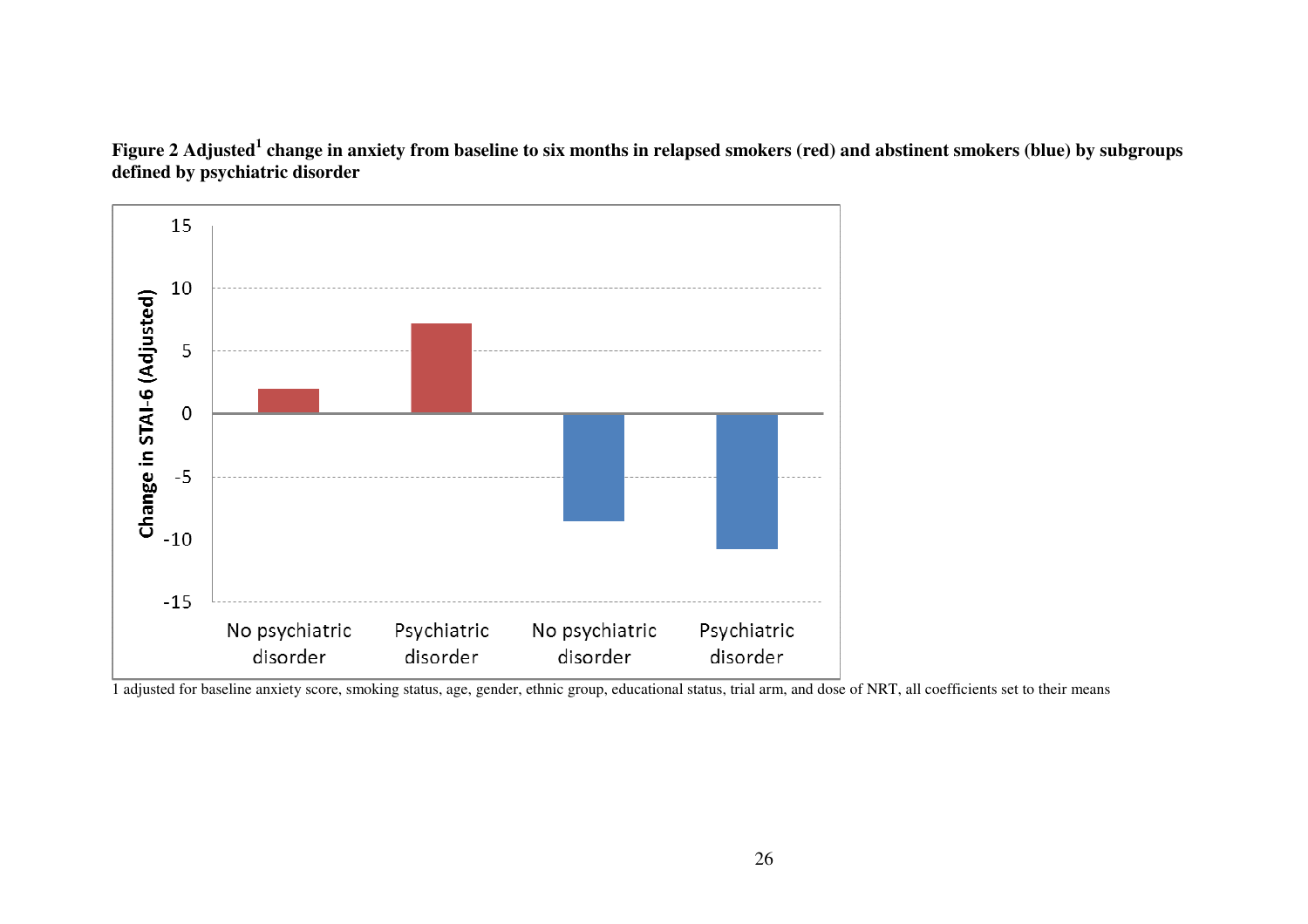**Figure 2 Adjusted[1] change in anxiety from baseline to six months in relapsed smokers (red) and abstinent smokers (blue) by subgroups defined by psychiatric disorder**

1 adjusted for baseline anxiety score, smoking status, age, gender, ethnic group, educational status, trial arm, and dose of NRT, all coefficients set to their means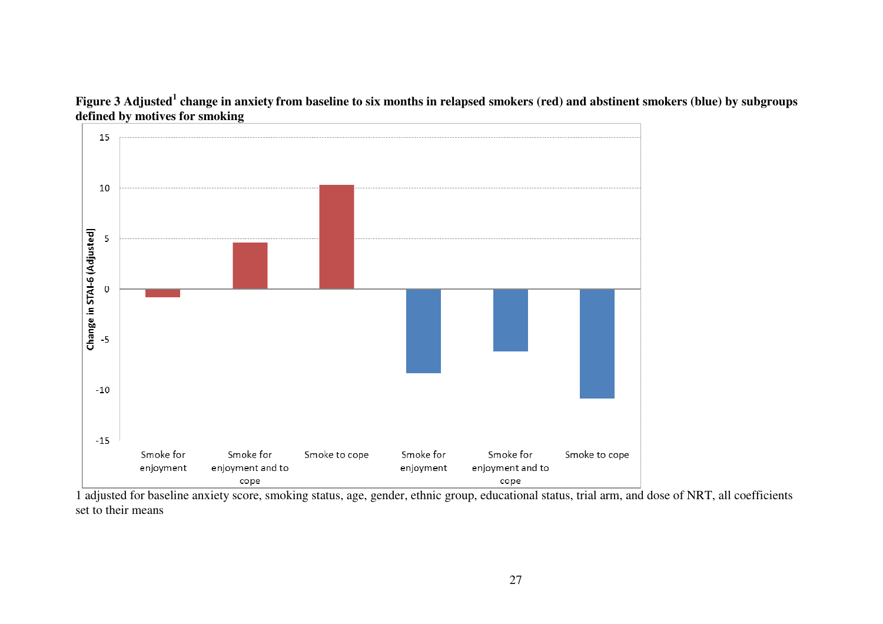**Figure 3 Adjusted[1] change in anxiety from baseline to six months in relapsed smokers (red) and abstinent smokers (blue) by subgroups defined by motives for smoking**

15
10
5
0
-5
-10
-15

Change in STAI-6 (Adjusted)

Smoke for enjoyment
Smoke for enjoyment and to cope
Smoke to cope
Smoke for enjoyment
Smoke for enjoyment and to cope
Smoke to cope

1 adjusted for baseline anxiety score, smoking status, age, gender, ethnic group, educational status, trial arm, and dose of NRT, all coefficients set to their means